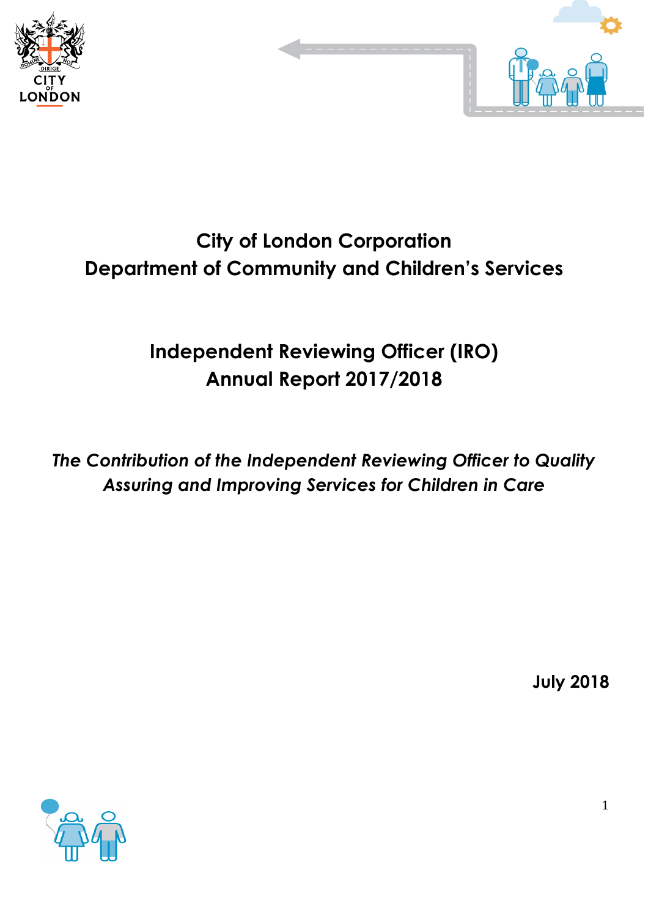# City of London Corporation
# Department of Community and Children's Services

## Independent Reviewing Officer (IRO) Annual Report 2017/2018

*The Contribution of the Independent Reviewing Officer to Quality Assuring and Improving Services for Children in Care*

**July 2018**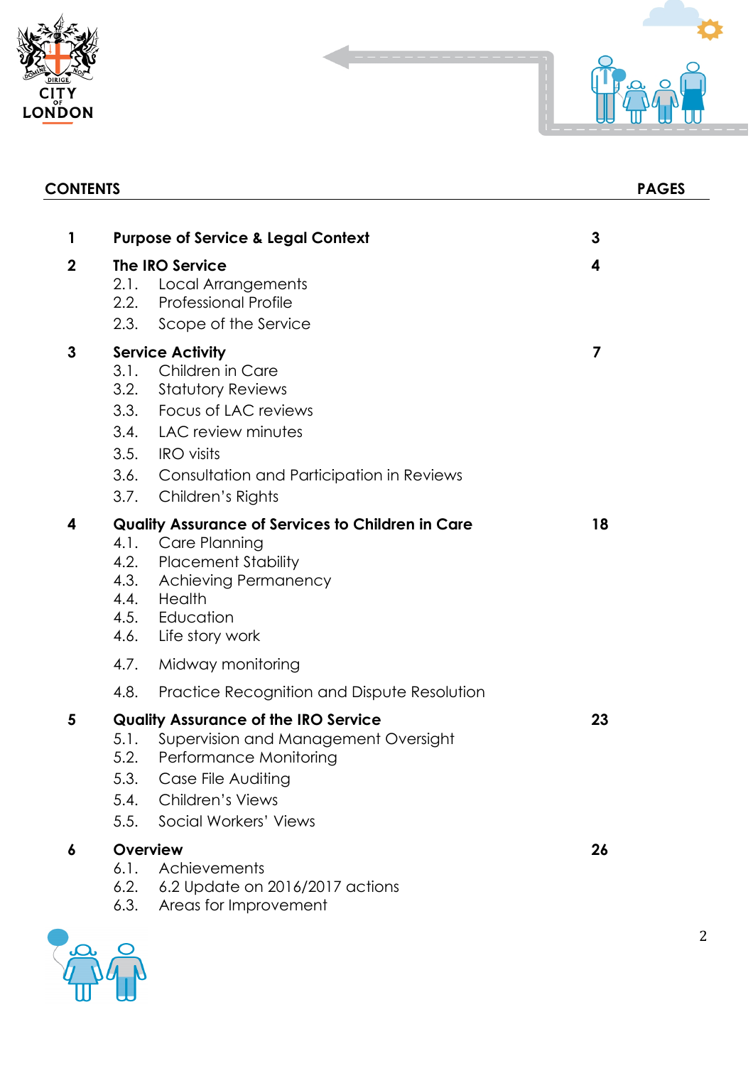## CONTENTS

| | | PAGES |
|---|---|---|
| **1** | **Purpose of Service & Legal Context** | **3** |
| **2** | **The IRO Service** | **4** |
| | 2.1. Local Arrangements | |
| | 2.2. Professional Profile | |
| | 2.3. Scope of the Service | |
| **3** | **Service Activity** | **7** |
| | 3.1. Children in Care | |
| | 3.2. Statutory Reviews | |
| | 3.3. Focus of LAC reviews | |
| | 3.4. LAC review minutes | |
| | 3.5. IRO visits | |
| | 3.6. Consultation and Participation in Reviews | |
| | 3.7. Children's Rights | |
| **4** | **Quality Assurance of Services to Children in Care** | **18** |
| | 4.1. Care Planning | |
| | 4.2. Placement Stability | |
| | 4.3. Achieving Permanency | |
| | 4.4. Health | |
| | 4.5. Education | |
| | 4.6. Life story work | |
| | 4.7. Midway monitoring | |
| | 4.8. Practice Recognition and Dispute Resolution | |
| **5** | **Quality Assurance of the IRO Service** | **23** |
| | 5.1. Supervision and Management Oversight | |
| | 5.2. Performance Monitoring | |
| | 5.3. Case File Auditing | |
| | 5.4. Children's Views | |
| | 5.5. Social Workers' Views | |
| **6** | **Overview** | **26** |
| | 6.1. Achievements | |
| | 6.2. 6.2 Update on 2016/2017 actions | |
| | 6.3. Areas for Improvement | |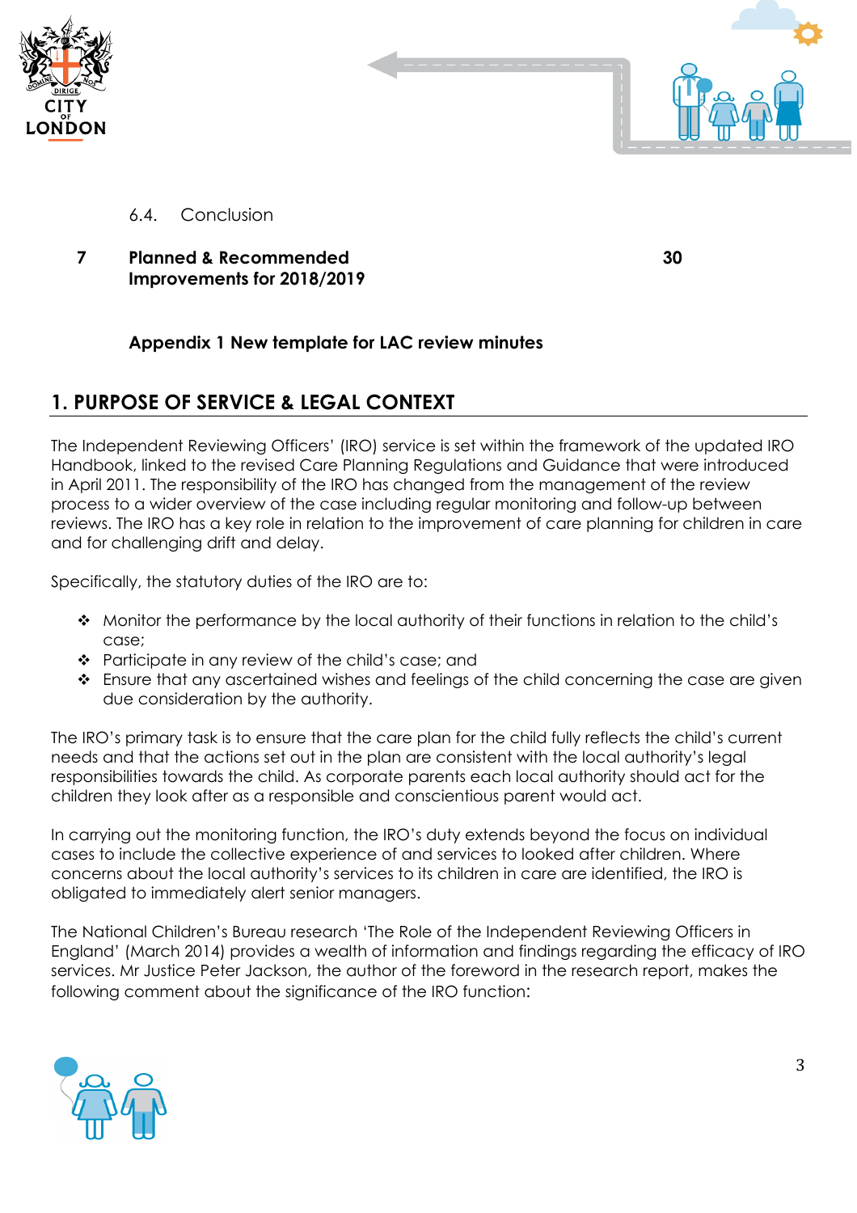6.4. Conclusion

| | | |
|---|---|---|
| **7** | **Planned & Recommended Improvements for 2018/2019** | **30** |

**Appendix 1 New template for LAC review minutes**

# 1. PURPOSE OF SERVICE & LEGAL CONTEXT

The Independent Reviewing Officers' (IRO) service is set within the framework of the updated IRO Handbook, linked to the revised Care Planning Regulations and Guidance that were introduced in April 2011. The responsibility of the IRO has changed from the management of the review process to a wider overview of the case including regular monitoring and follow-up between reviews. The IRO has a key role in relation to the improvement of care planning for children in care and for challenging drift and delay.

Specifically, the statutory duties of the IRO are to:

- Monitor the performance by the local authority of their functions in relation to the child's case;
- Participate in any review of the child's case; and
- Ensure that any ascertained wishes and feelings of the child concerning the case are given due consideration by the authority.

The IRO's primary task is to ensure that the care plan for the child fully reflects the child's current needs and that the actions set out in the plan are consistent with the local authority's legal responsibilities towards the child. As corporate parents each local authority should act for the children they look after as a responsible and conscientious parent would act.

In carrying out the monitoring function, the IRO's duty extends beyond the focus on individual cases to include the collective experience of and services to looked after children. Where concerns about the local authority's services to its children in care are identified, the IRO is obligated to immediately alert senior managers.

The National Children's Bureau research 'The Role of the Independent Reviewing Officers in England' (March 2014) provides a wealth of information and findings regarding the efficacy of IRO services. Mr Justice Peter Jackson, the author of the foreword in the research report, makes the following comment about the significance of the IRO function: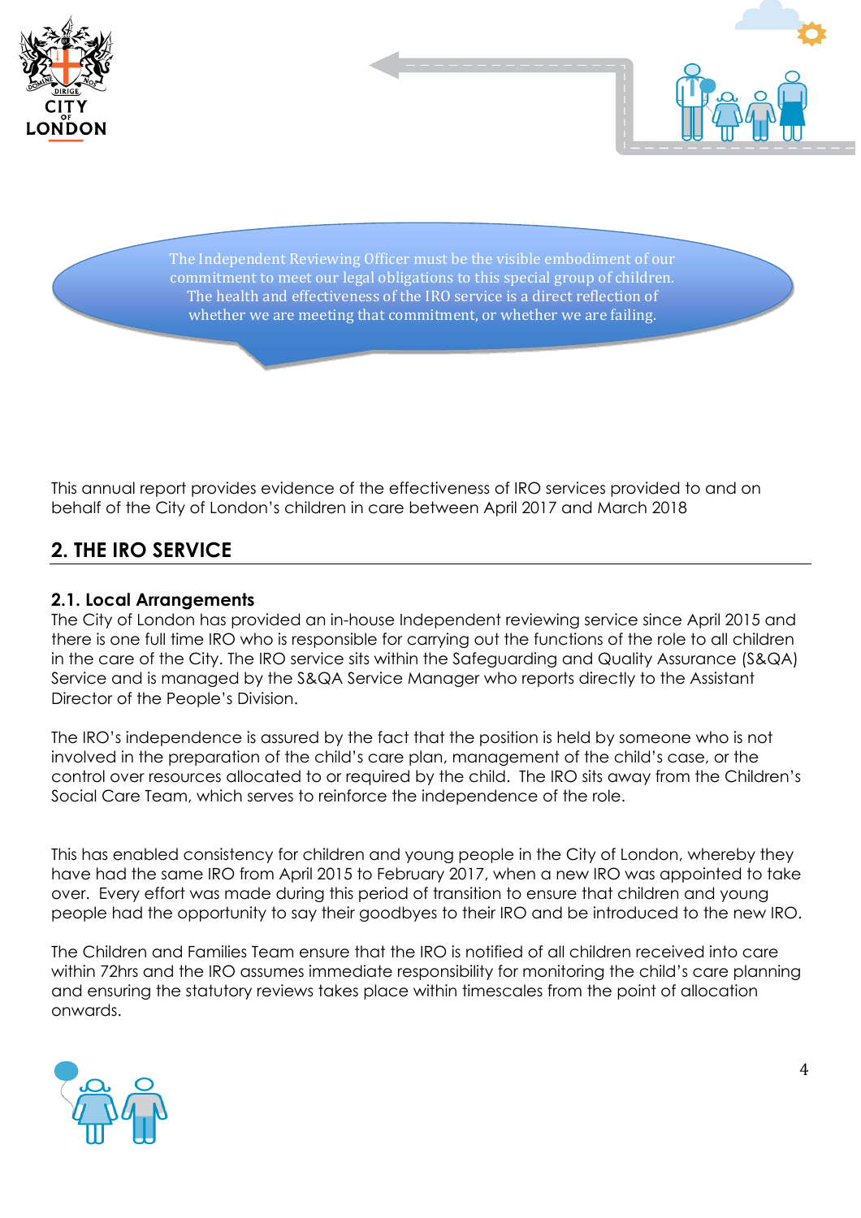The Independent Reviewing Officer must be the visible embodiment of our commitment to meet our legal obligations to this special group of children. The health and effectiveness of the IRO service is a direct reflection of whether we are meeting that commitment, or whether we are failing.

This annual report provides evidence of the effectiveness of IRO services provided to and on behalf of the City of London's children in care between April 2017 and March 2018

## 2. THE IRO SERVICE

### 2.1. Local Arrangements

The City of London has provided an in-house Independent reviewing service since April 2015 and there is one full time IRO who is responsible for carrying out the functions of the role to all children in the care of the City. The IRO service sits within the Safeguarding and Quality Assurance (S&QA) Service and is managed by the S&QA Service Manager who reports directly to the Assistant Director of the People's Division.

The IRO's independence is assured by the fact that the position is held by someone who is not involved in the preparation of the child's care plan, management of the child's case, or the control over resources allocated to or required by the child. The IRO sits away from the Children's Social Care Team, which serves to reinforce the independence of the role.

This has enabled consistency for children and young people in the City of London, whereby they have had the same IRO from April 2015 to February 2017, when a new IRO was appointed to take over. Every effort was made during this period of transition to ensure that children and young people had the opportunity to say their goodbyes to their IRO and be introduced to the new IRO.

The Children and Families Team ensure that the IRO is notified of all children received into care within 72hrs and the IRO assumes immediate responsibility for monitoring the child's care planning and ensuring the statutory reviews takes place within timescales from the point of allocation onwards.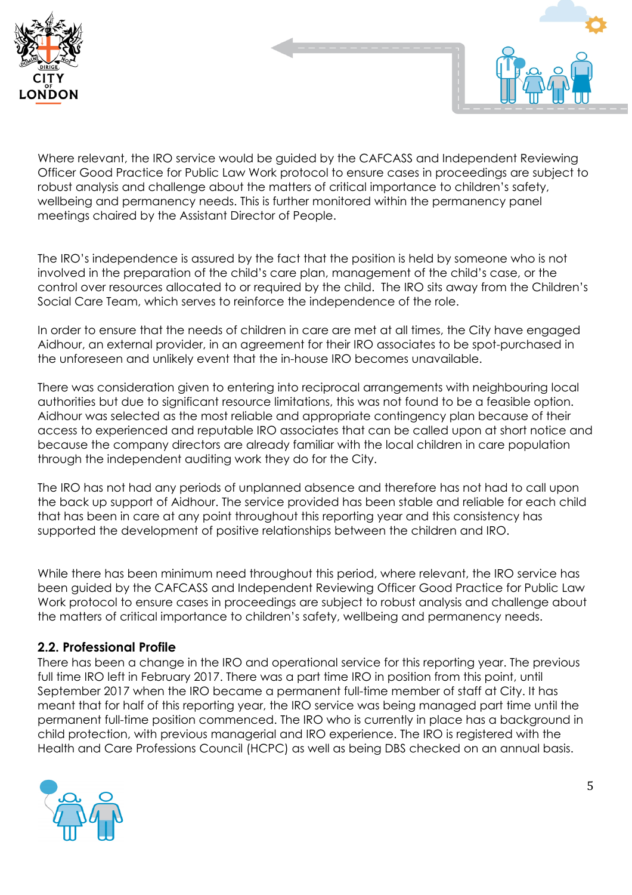Where relevant, the IRO service would be guided by the CAFCASS and Independent Reviewing Officer Good Practice for Public Law Work protocol to ensure cases in proceedings are subject to robust analysis and challenge about the matters of critical importance to children's safety, wellbeing and permanency needs. This is further monitored within the permanency panel meetings chaired by the Assistant Director of People.

The IRO's independence is assured by the fact that the position is held by someone who is not involved in the preparation of the child's care plan, management of the child's case, or the control over resources allocated to or required by the child. The IRO sits away from the Children's Social Care Team, which serves to reinforce the independence of the role.

In order to ensure that the needs of children in care are met at all times, the City have engaged Aidhour, an external provider, in an agreement for their IRO associates to be spot-purchased in the unforeseen and unlikely event that the in-house IRO becomes unavailable.

There was consideration given to entering into reciprocal arrangements with neighbouring local authorities but due to significant resource limitations, this was not found to be a feasible option. Aidhour was selected as the most reliable and appropriate contingency plan because of their access to experienced and reputable IRO associates that can be called upon at short notice and because the company directors are already familiar with the local children in care population through the independent auditing work they do for the City.

The IRO has not had any periods of unplanned absence and therefore has not had to call upon the back up support of Aidhour. The service provided has been stable and reliable for each child that has been in care at any point throughout this reporting year and this consistency has supported the development of positive relationships between the children and IRO.

While there has been minimum need throughout this period, where relevant, the IRO service has been guided by the CAFCASS and Independent Reviewing Officer Good Practice for Public Law Work protocol to ensure cases in proceedings are subject to robust analysis and challenge about the matters of critical importance to children's safety, wellbeing and permanency needs.

### 2.2. Professional Profile

There has been a change in the IRO and operational service for this reporting year. The previous full time IRO left in February 2017. There was a part time IRO in position from this point, until September 2017 when the IRO became a permanent full-time member of staff at City. It has meant that for half of this reporting year, the IRO service was being managed part time until the permanent full-time position commenced. The IRO who is currently in place has a background in child protection, with previous managerial and IRO experience. The IRO is registered with the Health and Care Professions Council (HCPC) as well as being DBS checked on an annual basis.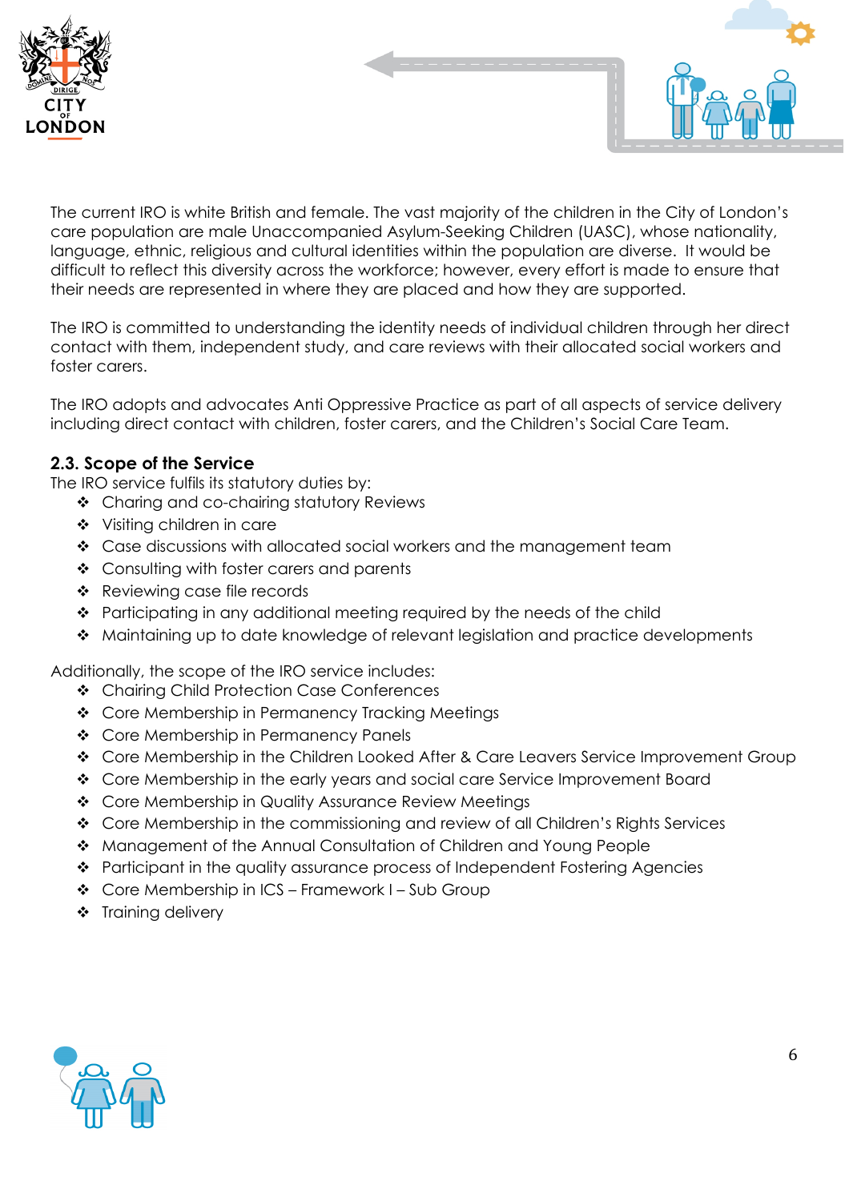The current IRO is white British and female. The vast majority of the children in the City of London's care population are male Unaccompanied Asylum-Seeking Children (UASC), whose nationality, language, ethnic, religious and cultural identities within the population are diverse. It would be difficult to reflect this diversity across the workforce; however, every effort is made to ensure that their needs are represented in where they are placed and how they are supported.

The IRO is committed to understanding the identity needs of individual children through her direct contact with them, independent study, and care reviews with their allocated social workers and foster carers.

The IRO adopts and advocates Anti Oppressive Practice as part of all aspects of service delivery including direct contact with children, foster carers, and the Children's Social Care Team.

### 2.3. Scope of the Service

The IRO service fulfils its statutory duties by:

- Charing and co-chairing statutory Reviews
- Visiting children in care
- Case discussions with allocated social workers and the management team
- Consulting with foster carers and parents
- Reviewing case file records
- Participating in any additional meeting required by the needs of the child
- Maintaining up to date knowledge of relevant legislation and practice developments

Additionally, the scope of the IRO service includes:

- Chairing Child Protection Case Conferences
- Core Membership in Permanency Tracking Meetings
- Core Membership in Permanency Panels
- Core Membership in the Children Looked After & Care Leavers Service Improvement Group
- Core Membership in the early years and social care Service Improvement Board
- Core Membership in Quality Assurance Review Meetings
- Core Membership in the commissioning and review of all Children's Rights Services
- Management of the Annual Consultation of Children and Young People
- Participant in the quality assurance process of Independent Fostering Agencies
- Core Membership in ICS – Framework I – Sub Group
- Training delivery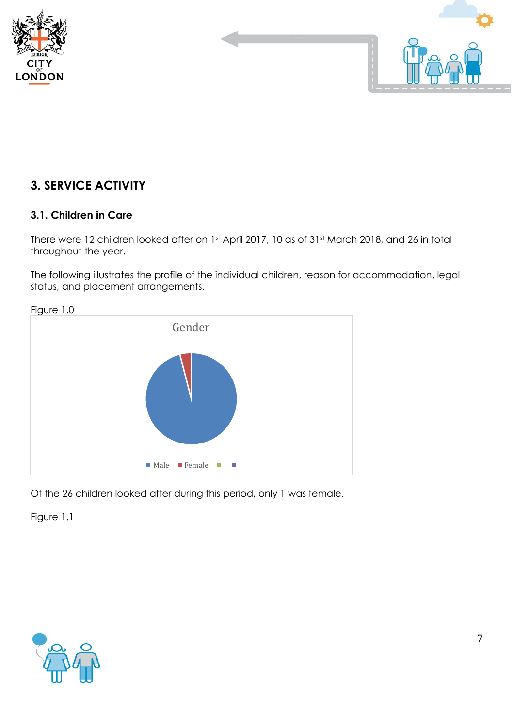## 3. SERVICE ACTIVITY

### 3.1. Children in Care

There were 12 children looked after on 1st April 2017, 10 as of 31st March 2018, and 26 in total throughout the year.

The following illustrates the profile of the individual children, reason for accommodation, legal status, and placement arrangements.

Figure 1.0

Gender

Male Female

Of the 26 children looked after during this period, only 1 was female.

Figure 1.1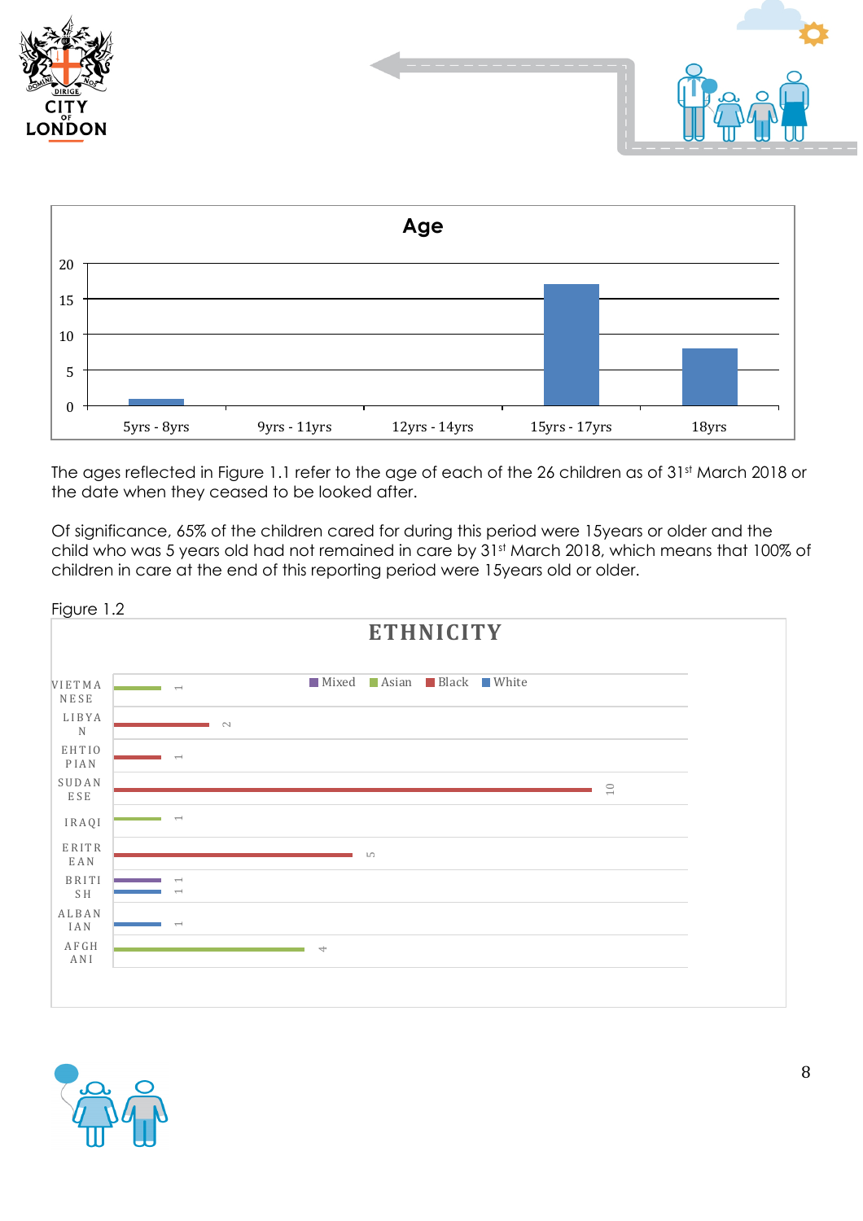**Age**

| Age | Number |
|---|---|
| 5yrs - 8yrs | 1 |
| 9yrs - 11yrs | 0 |
| 12yrs - 14yrs | 0 |
| 15yrs - 17yrs | 17 |
| 18yrs | 8 |

The ages reflected in Figure 1.1 refer to the age of each of the 26 children as of 31st March 2018 or the date when they ceased to be looked after.

Of significance, 65% of the children cared for during this period were 15years or older and the child who was 5 years old had not remained in care by 31st March 2018, which means that 100% of children in care at the end of this reporting period were 15years old or older.

Figure 1.2

**ETHNICITY**

| Nationality | Mixed | Asian | Black | White |
|---|---|---|---|---|
| VIETMANESE | | 1 | | |
| LIBYAN | | | 2 | |
| EHTIOPIAN | | | 1 | |
| SUDANESE | | | 10 | |
| IRAQI | | 1 | | |
| ERITREAN | | | 5 | |
| BRITISH | 1 | | | 1 |
| ALBANIAN | | | | 1 |
| AFGHANI | | 4 | | |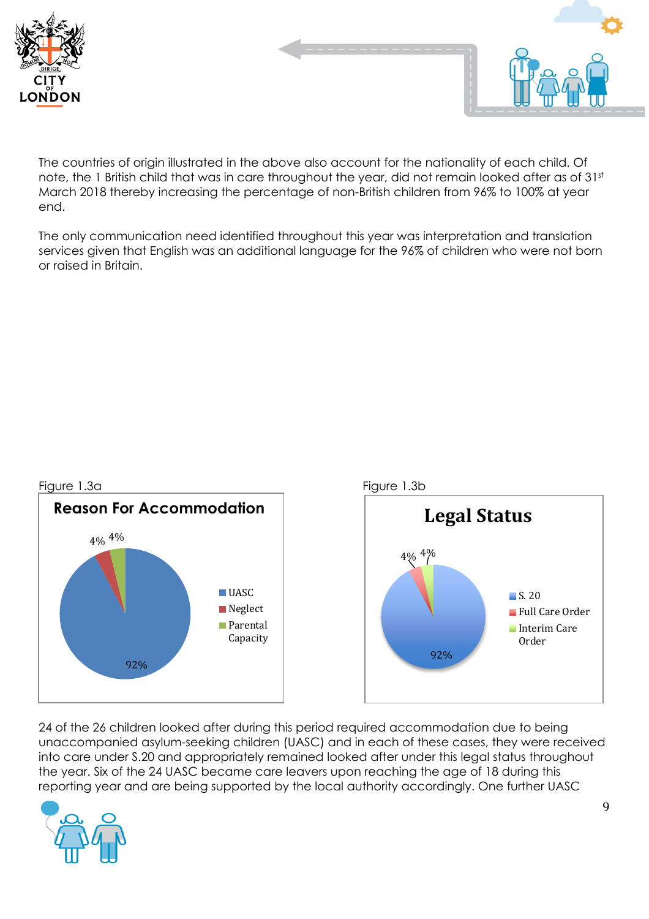The countries of origin illustrated in the above also account for the nationality of each child. Of note, the 1 British child that was in care throughout the year, did not remain looked after as of 31st March 2018 thereby increasing the percentage of non-British children from 96% to 100% at year end.

The only communication need identified throughout this year was interpretation and translation services given that English was an additional language for the 96% of children who were not born or raised in Britain.

Figure 1.3a

**Reason For Accommodation**

| Reason | % |
|---|---|
| UASC | 92% |
| Neglect | 4% |
| Parental Capacity | 4% |

Figure 1.3b

**Legal Status**

| Legal Status | % |
|---|---|
| S. 20 | 92% |
| Full Care Order | 4% |
| Interim Care Order | 4% |

24 of the 26 children looked after during this period required accommodation due to being unaccompanied asylum-seeking children (UASC) and in each of these cases, they were received into care under S.20 and appropriately remained looked after under this legal status throughout the year. Six of the 24 UASC became care leavers upon reaching the age of 18 during this reporting year and are being supported by the local authority accordingly. One further UASC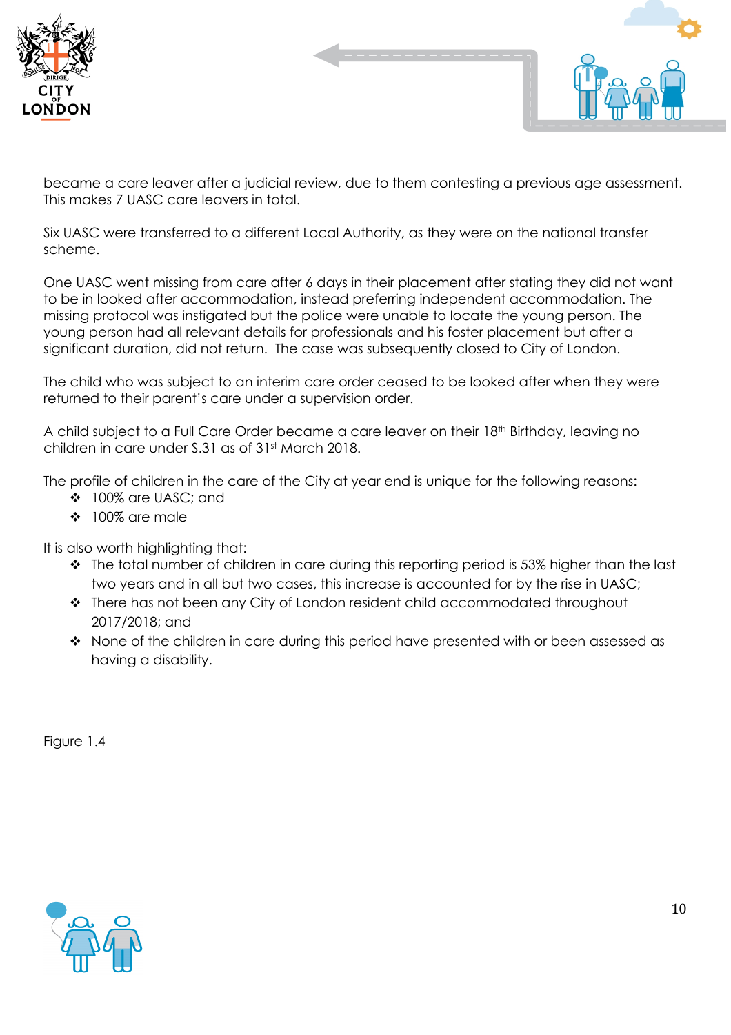became a care leaver after a judicial review, due to them contesting a previous age assessment. This makes 7 UASC care leavers in total.

Six UASC were transferred to a different Local Authority, as they were on the national transfer scheme.

One UASC went missing from care after 6 days in their placement after stating they did not want to be in looked after accommodation, instead preferring independent accommodation. The missing protocol was instigated but the police were unable to locate the young person. The young person had all relevant details for professionals and his foster placement but after a significant duration, did not return. The case was subsequently closed to City of London.

The child who was subject to an interim care order ceased to be looked after when they were returned to their parent's care under a supervision order.

A child subject to a Full Care Order became a care leaver on their 18th Birthday, leaving no children in care under S.31 as of 31st March 2018.

The profile of children in the care of the City at year end is unique for the following reasons:

- 100% are UASC; and
- 100% are male

It is also worth highlighting that:

- The total number of children in care during this reporting period is 53% higher than the last two years and in all but two cases, this increase is accounted for by the rise in UASC;
- There has not been any City of London resident child accommodated throughout 2017/2018; and
- None of the children in care during this period have presented with or been assessed as having a disability.

Figure 1.4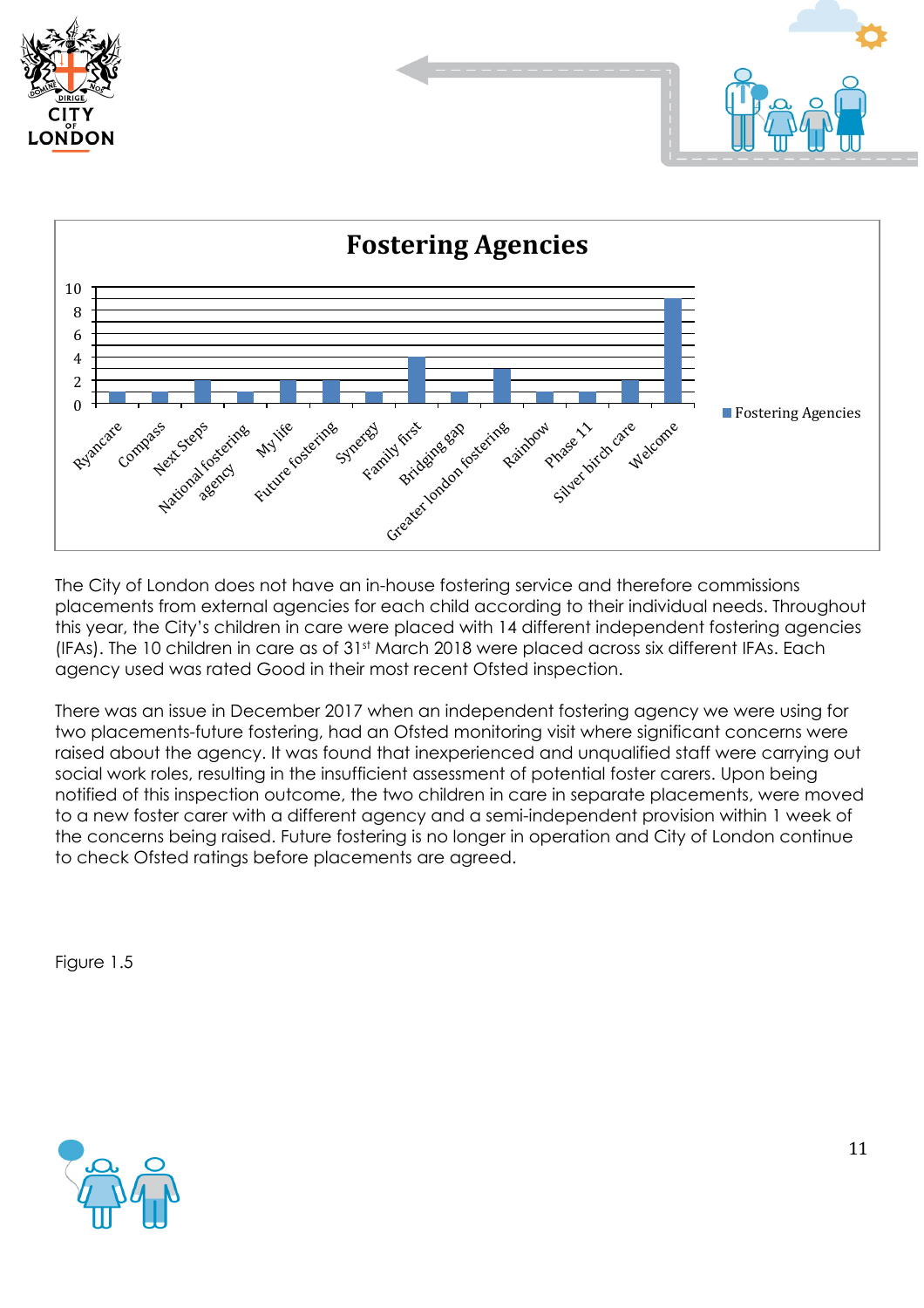**Fostering Agencies**

| Agency | Fostering Agencies |
|---|---|
| Ryancare | 1 |
| Compass | 1 |
| Next Steps | 2 |
| National fostering agency | 1 |
| My life | 2 |
| Future fostering | 2 |
| Synergy | 1 |
| Family first | 4 |
| Bridging gap | 1 |
| Greater london fostering | 3 |
| Rainbow | 1 |
| Phase 11 | 1 |
| Silver birch care | 2 |
| Welcome | 9 |

The City of London does not have an in-house fostering service and therefore commissions placements from external agencies for each child according to their individual needs. Throughout this year, the City's children in care were placed with 14 different independent fostering agencies (IFAs). The 10 children in care as of 31st March 2018 were placed across six different IFAs. Each agency used was rated Good in their most recent Ofsted inspection.

There was an issue in December 2017 when an independent fostering agency we were using for two placements-future fostering, had an Ofsted monitoring visit where significant concerns were raised about the agency. It was found that inexperienced and unqualified staff were carrying out social work roles, resulting in the insufficient assessment of potential foster carers. Upon being notified of this inspection outcome, the two children in care in separate placements, were moved to a new foster carer with a different agency and a semi-independent provision within 1 week of the concerns being raised. Future fostering is no longer in operation and City of London continue to check Ofsted ratings before placements are agreed.

Figure 1.5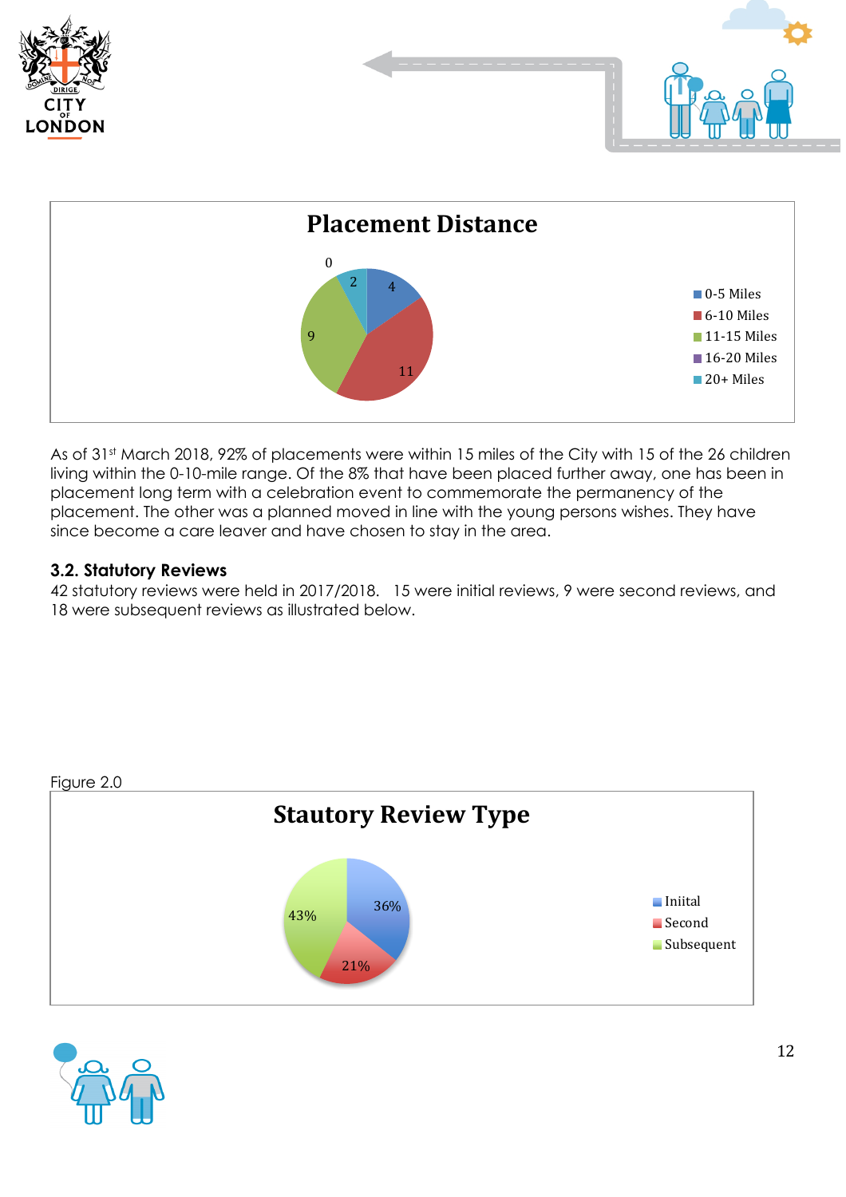**Placement Distance**

| Distance | Number |
|---|---|
| 0-5 Miles | 4 |
| 6-10 Miles | 11 |
| 11-15 Miles | 9 |
| 16-20 Miles | 0 |
| 20+ Miles | 2 |

As of 31st March 2018, 92% of placements were within 15 miles of the City with 15 of the 26 children living within the 0-10-mile range. Of the 8% that have been placed further away, one has been in placement long term with a celebration event to commemorate the permanency of the placement. The other was a planned moved in line with the young persons wishes. They have since become a care leaver and have chosen to stay in the area.

### 3.2. Statutory Reviews

42 statutory reviews were held in 2017/2018. 15 were initial reviews, 9 were second reviews, and 18 were subsequent reviews as illustrated below.

Figure 2.0

**Stautory Review Type**

| Review Type | Percentage |
|---|---|
| Iniital | 36% |
| Second | 21% |
| Subsequent | 43% |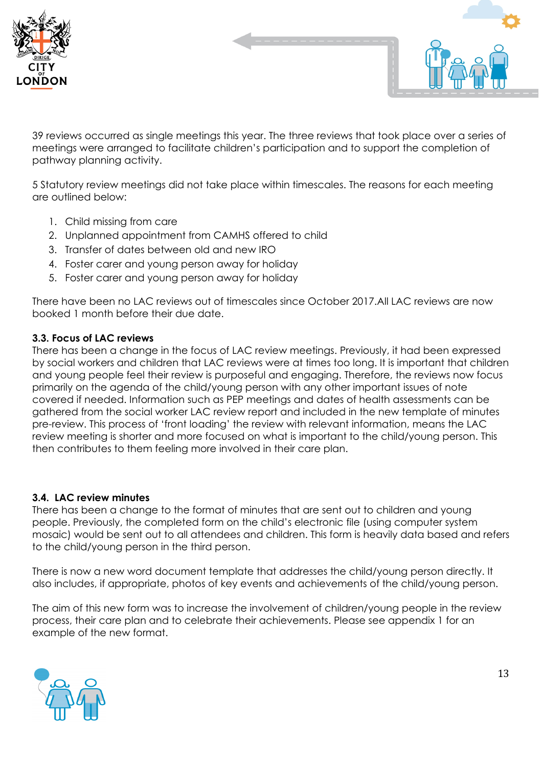39 reviews occurred as single meetings this year. The three reviews that took place over a series of meetings were arranged to facilitate children's participation and to support the completion of pathway planning activity.

5 Statutory review meetings did not take place within timescales. The reasons for each meeting are outlined below:

1. Child missing from care
2. Unplanned appointment from CAMHS offered to child
3. Transfer of dates between old and new IRO
4. Foster carer and young person away for holiday
5. Foster carer and young person away for holiday

There have been no LAC reviews out of timescales since October 2017.All LAC reviews are now booked 1 month before their due date.

**3.3. Focus of LAC reviews**

There has been a change in the focus of LAC review meetings. Previously, it had been expressed by social workers and children that LAC reviews were at times too long. It is important that children and young people feel their review is purposeful and engaging. Therefore, the reviews now focus primarily on the agenda of the child/young person with any other important issues of note covered if needed. Information such as PEP meetings and dates of health assessments can be gathered from the social worker LAC review report and included in the new template of minutes pre-review. This process of 'front loading' the review with relevant information, means the LAC review meeting is shorter and more focused on what is important to the child/young person. This then contributes to them feeling more involved in their care plan.

**3.4. LAC review minutes**

There has been a change to the format of minutes that are sent out to children and young people. Previously, the completed form on the child's electronic file (using computer system mosaic) would be sent out to all attendees and children. This form is heavily data based and refers to the child/young person in the third person.

There is now a new word document template that addresses the child/young person directly. It also includes, if appropriate, photos of key events and achievements of the child/young person.

The aim of this new form was to increase the involvement of children/young people in the review process, their care plan and to celebrate their achievements. Please see appendix 1 for an example of the new format.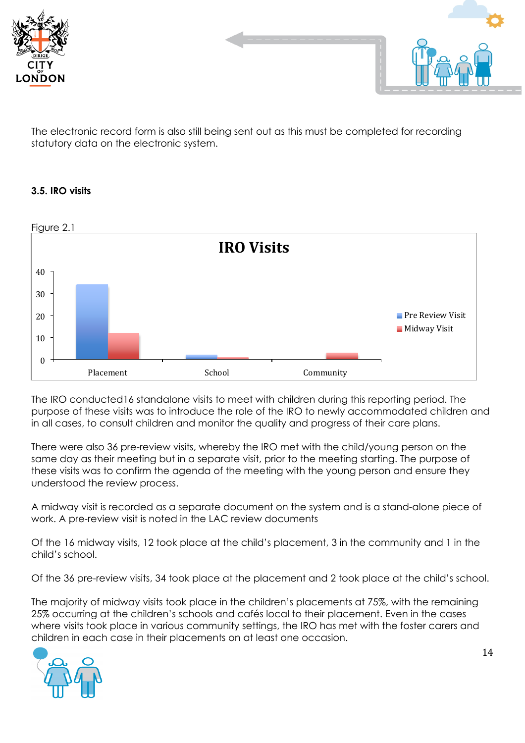The electronic record form is also still being sent out as this must be completed for recording statutory data on the electronic system.

### 3.5. IRO visits

Figure 2.1

**IRO Visits**

| | Pre Review Visit | Midway Visit |
|---|---|---|
| Placement | 34 | 12 |
| School | 2 | 1 |
| Community | 0 | 3 |

The IRO conducted16 standalone visits to meet with children during this reporting period. The purpose of these visits was to introduce the role of the IRO to newly accommodated children and in all cases, to consult children and monitor the quality and progress of their care plans.

There were also 36 pre-review visits, whereby the IRO met with the child/young person on the same day as their meeting but in a separate visit, prior to the meeting starting. The purpose of these visits was to confirm the agenda of the meeting with the young person and ensure they understood the review process.

A midway visit is recorded as a separate document on the system and is a stand-alone piece of work. A pre-review visit is noted in the LAC review documents

Of the 16 midway visits, 12 took place at the child's placement, 3 in the community and 1 in the child's school.

Of the 36 pre-review visits, 34 took place at the placement and 2 took place at the child's school.

The majority of midway visits took place in the children's placements at 75%, with the remaining 25% occurring at the children's schools and cafés local to their placement. Even in the cases where visits took place in various community settings, the IRO has met with the foster carers and children in each case in their placements on at least one occasion.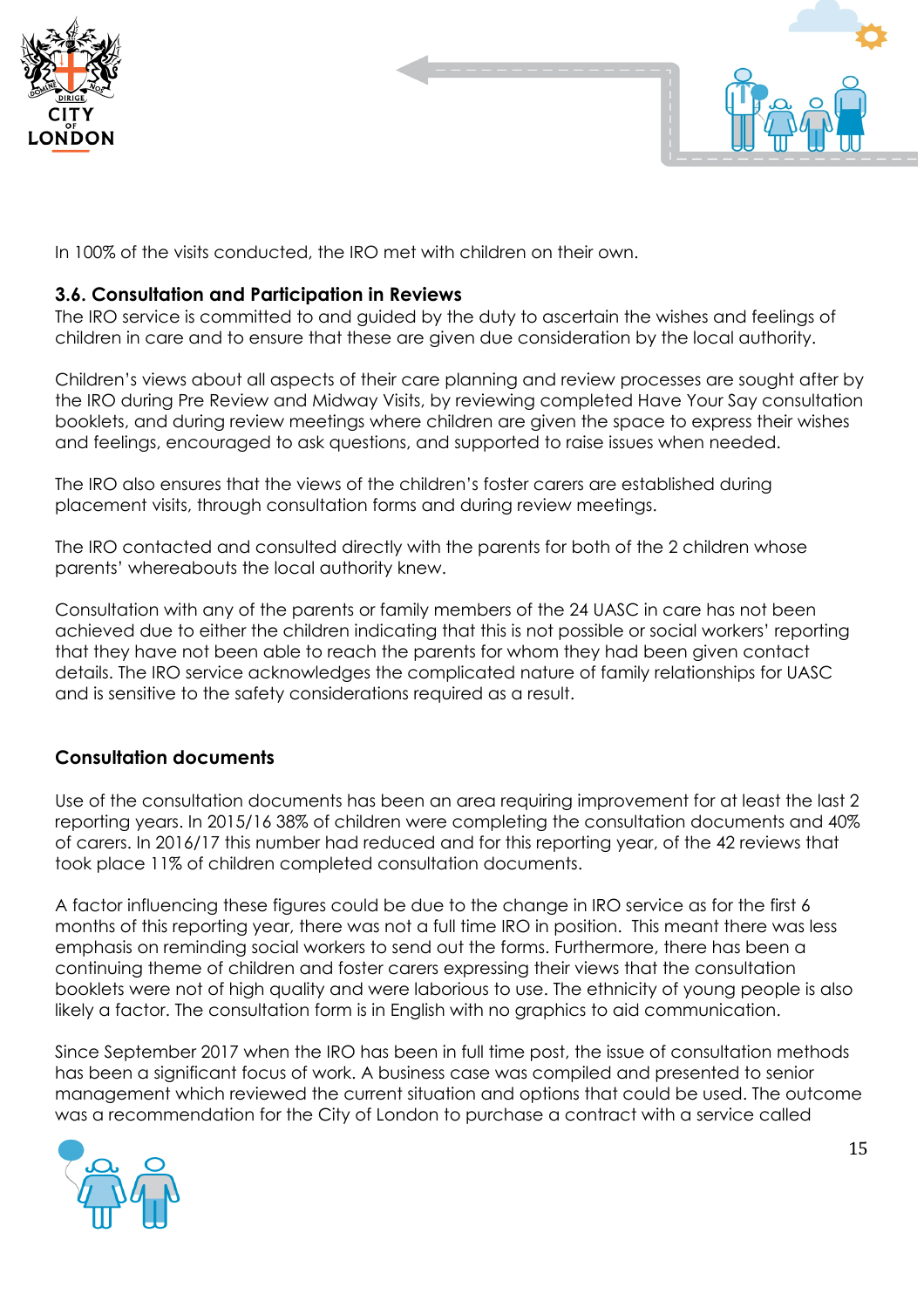In 100% of the visits conducted, the IRO met with children on their own.

### 3.6. Consultation and Participation in Reviews

The IRO service is committed to and guided by the duty to ascertain the wishes and feelings of children in care and to ensure that these are given due consideration by the local authority.

Children's views about all aspects of their care planning and review processes are sought after by the IRO during Pre Review and Midway Visits, by reviewing completed Have Your Say consultation booklets, and during review meetings where children are given the space to express their wishes and feelings, encouraged to ask questions, and supported to raise issues when needed.

The IRO also ensures that the views of the children's foster carers are established during placement visits, through consultation forms and during review meetings.

The IRO contacted and consulted directly with the parents for both of the 2 children whose parents' whereabouts the local authority knew.

Consultation with any of the parents or family members of the 24 UASC in care has not been achieved due to either the children indicating that this is not possible or social workers' reporting that they have not been able to reach the parents for whom they had been given contact details. The IRO service acknowledges the complicated nature of family relationships for UASC and is sensitive to the safety considerations required as a result.

### Consultation documents

Use of the consultation documents has been an area requiring improvement for at least the last 2 reporting years. In 2015/16 38% of children were completing the consultation documents and 40% of carers. In 2016/17 this number had reduced and for this reporting year, of the 42 reviews that took place 11% of children completed consultation documents.

A factor influencing these figures could be due to the change in IRO service as for the first 6 months of this reporting year, there was not a full time IRO in position. This meant there was less emphasis on reminding social workers to send out the forms. Furthermore, there has been a continuing theme of children and foster carers expressing their views that the consultation booklets were not of high quality and were laborious to use. The ethnicity of young people is also likely a factor. The consultation form is in English with no graphics to aid communication.

Since September 2017 when the IRO has been in full time post, the issue of consultation methods has been a significant focus of work. A business case was compiled and presented to senior management which reviewed the current situation and options that could be used. The outcome was a recommendation for the City of London to purchase a contract with a service called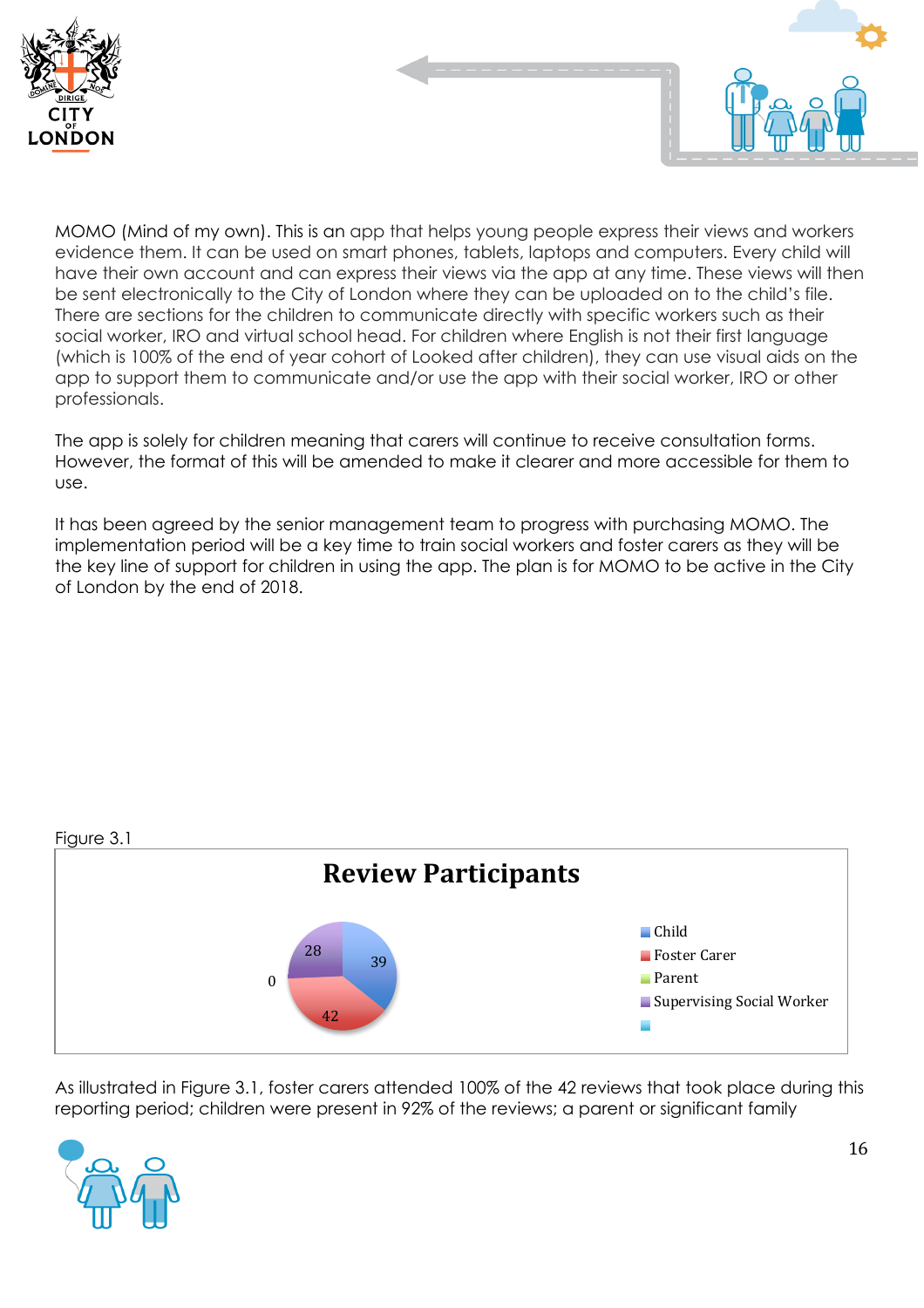MOMO (Mind of my own). This is an app that helps young people express their views and workers evidence them. It can be used on smart phones, tablets, laptops and computers. Every child will have their own account and can express their views via the app at any time. These views will then be sent electronically to the City of London where they can be uploaded on to the child's file. There are sections for the children to communicate directly with specific workers such as their social worker, IRO and virtual school head. For children where English is not their first language (which is 100% of the end of year cohort of Looked after children), they can use visual aids on the app to support them to communicate and/or use the app with their social worker, IRO or other professionals.

The app is solely for children meaning that carers will continue to receive consultation forms. However, the format of this will be amended to make it clearer and more accessible for them to use.

It has been agreed by the senior management team to progress with purchasing MOMO. The implementation period will be a key time to train social workers and foster carers as they will be the key line of support for children in using the app. The plan is for MOMO to be active in the City of London by the end of 2018.

Figure 3.1

**Review Participants**

| Participant | Number |
|---|---|
| Child | 39 |
| Foster Carer | 42 |
| Parent | 0 |
| Supervising Social Worker | 28 |

As illustrated in Figure 3.1, foster carers attended 100% of the 42 reviews that took place during this reporting period; children were present in 92% of the reviews; a parent or significant family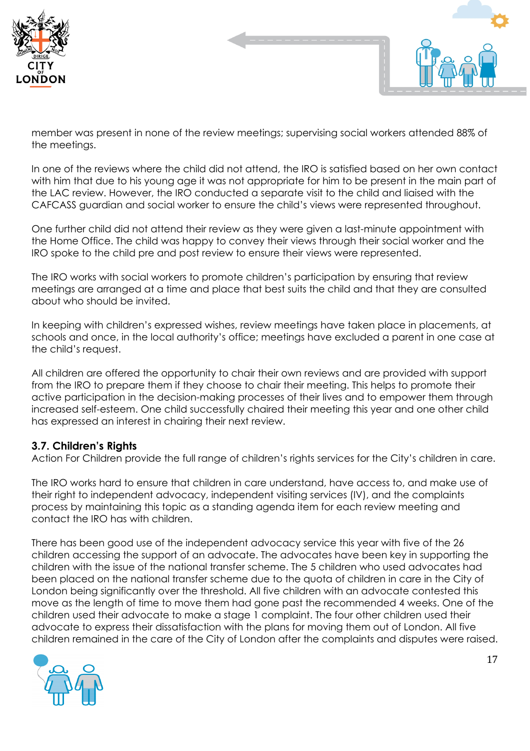member was present in none of the review meetings; supervising social workers attended 88% of the meetings.

In one of the reviews where the child did not attend, the IRO is satisfied based on her own contact with him that due to his young age it was not appropriate for him to be present in the main part of the LAC review. However, the IRO conducted a separate visit to the child and liaised with the CAFCASS guardian and social worker to ensure the child's views were represented throughout.

One further child did not attend their review as they were given a last-minute appointment with the Home Office. The child was happy to convey their views through their social worker and the IRO spoke to the child pre and post review to ensure their views were represented.

The IRO works with social workers to promote children's participation by ensuring that review meetings are arranged at a time and place that best suits the child and that they are consulted about who should be invited.

In keeping with children's expressed wishes, review meetings have taken place in placements, at schools and once, in the local authority's office; meetings have excluded a parent in one case at the child's request.

All children are offered the opportunity to chair their own reviews and are provided with support from the IRO to prepare them if they choose to chair their meeting. This helps to promote their active participation in the decision-making processes of their lives and to empower them through increased self-esteem. One child successfully chaired their meeting this year and one other child has expressed an interest in chairing their next review.

### 3.7. Children's Rights

Action For Children provide the full range of children's rights services for the City's children in care.

The IRO works hard to ensure that children in care understand, have access to, and make use of their right to independent advocacy, independent visiting services (IV), and the complaints process by maintaining this topic as a standing agenda item for each review meeting and contact the IRO has with children.

There has been good use of the independent advocacy service this year with five of the 26 children accessing the support of an advocate. The advocates have been key in supporting the children with the issue of the national transfer scheme. The 5 children who used advocates had been placed on the national transfer scheme due to the quota of children in care in the City of London being significantly over the threshold. All five children with an advocate contested this move as the length of time to move them had gone past the recommended 4 weeks. One of the children used their advocate to make a stage 1 complaint. The four other children used their advocate to express their dissatisfaction with the plans for moving them out of London. All five children remained in the care of the City of London after the complaints and disputes were raised.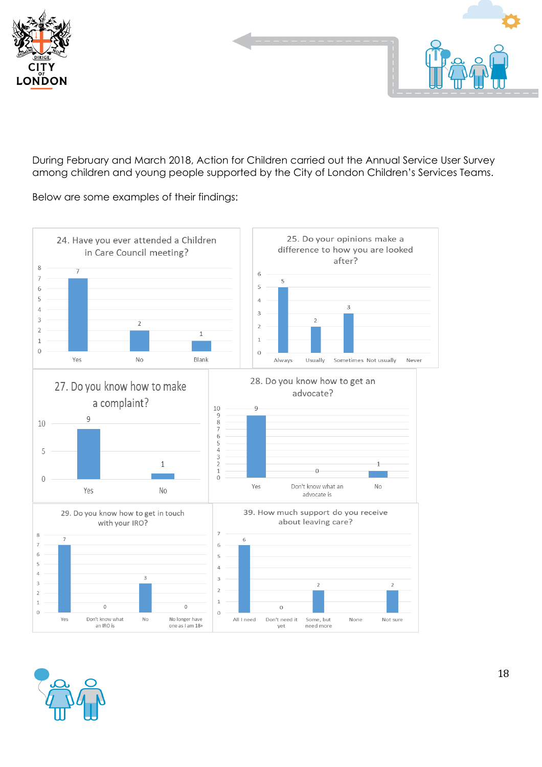During February and March 2018, Action for Children carried out the Annual Service User Survey among children and young people supported by the City of London Children's Services Teams.

Below are some examples of their findings:

**24. Have you ever attended a Children in Care Council meeting?**

| Response | Count |
| --- | --- |
| Yes | 7 |
| No | 2 |
| Blank | 1 |

**25. Do your opinions make a difference to how you are looked after?**

| Response | Count |
| --- | --- |
| Always | 5 |
| Usually | 2 |
| Sometimes | 3 |
| Not usually | |
| Never | |

**27. Do you know how to make a complaint?**

| Response | Count |
| --- | --- |
| Yes | 9 |
| No | 1 |

**28. Do you know how to get an advocate?**

| Response | Count |
| --- | --- |
| Yes | 9 |
| Don't know what an advocate is | 0 |
| No | 1 |

**29. Do you know how to get in touch with your IRO?**

| Response | Count |
| --- | --- |
| Yes | 7 |
| Don't know what an IRO is | 0 |
| No | 3 |
| No longer have one as I am 18+ | 0 |

**39. How much support do you receive about leaving care?**

| Response | Count |
| --- | --- |
| All I need | 6 |
| Don't need it yet | 0 |
| Some, but need more | 2 |
| None | |
| Not sure | 2 |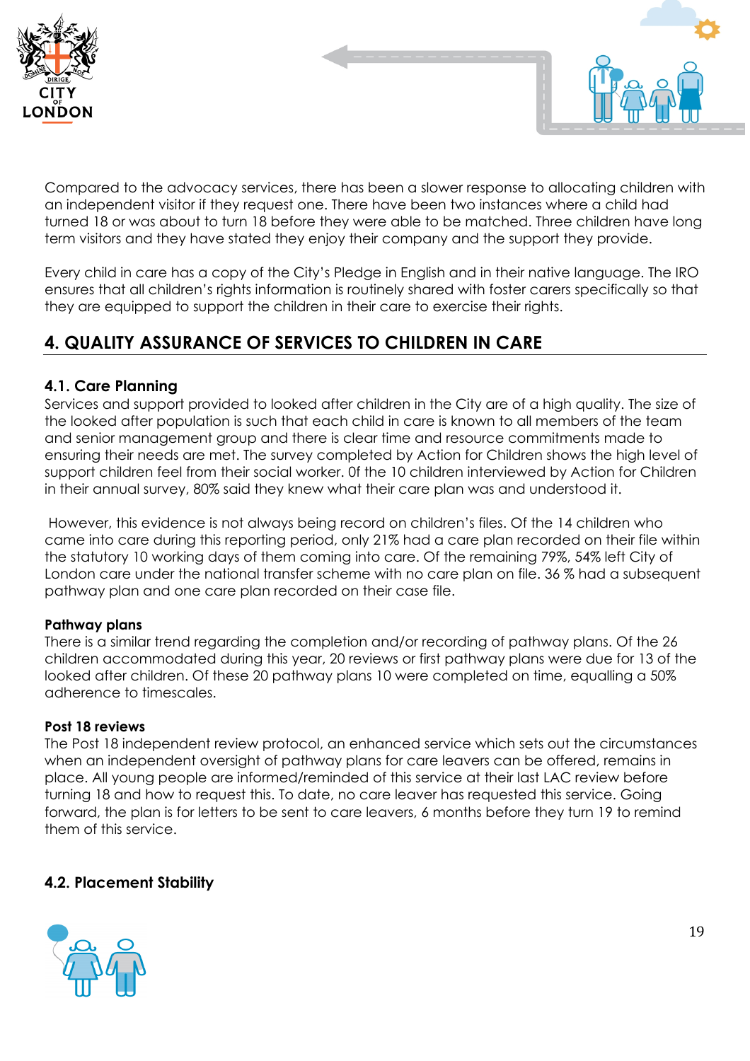Compared to the advocacy services, there has been a slower response to allocating children with an independent visitor if they request one. There have been two instances where a child had turned 18 or was about to turn 18 before they were able to be matched. Three children have long term visitors and they have stated they enjoy their company and the support they provide.

Every child in care has a copy of the City's Pledge in English and in their native language. The IRO ensures that all children's rights information is routinely shared with foster carers specifically so that they are equipped to support the children in their care to exercise their rights.

## 4. QUALITY ASSURANCE OF SERVICES TO CHILDREN IN CARE

### 4.1. Care Planning

Services and support provided to looked after children in the City are of a high quality. The size of the looked after population is such that each child in care is known to all members of the team and senior management group and there is clear time and resource commitments made to ensuring their needs are met. The survey completed by Action for Children shows the high level of support children feel from their social worker. Of the 10 children interviewed by Action for Children in their annual survey, 80% said they knew what their care plan was and understood it.

However, this evidence is not always being record on children's files. Of the 14 children who came into care during this reporting period, only 21% had a care plan recorded on their file within the statutory 10 working days of them coming into care. Of the remaining 79%, 54% left City of London care under the national transfer scheme with no care plan on file. 36 % had a subsequent pathway plan and one care plan recorded on their case file.

**Pathway plans**

There is a similar trend regarding the completion and/or recording of pathway plans. Of the 26 children accommodated during this year, 20 reviews or first pathway plans were due for 13 of the looked after children. Of these 20 pathway plans 10 were completed on time, equalling a 50% adherence to timescales.

**Post 18 reviews**

The Post 18 independent review protocol, an enhanced service which sets out the circumstances when an independent oversight of pathway plans for care leavers can be offered, remains in place. All young people are informed/reminded of this service at their last LAC review before turning 18 and how to request this. To date, no care leaver has requested this service. Going forward, the plan is for letters to be sent to care leavers, 6 months before they turn 19 to remind them of this service.

### 4.2. Placement Stability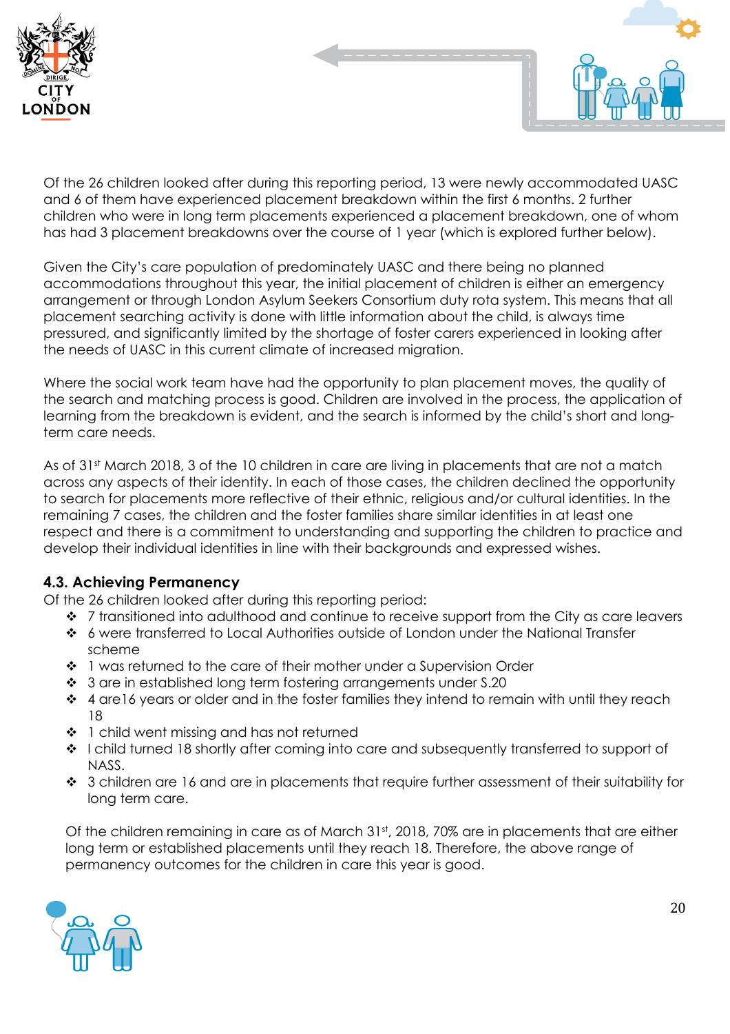Of the 26 children looked after during this reporting period, 13 were newly accommodated UASC and 6 of them have experienced placement breakdown within the first 6 months. 2 further children who were in long term placements experienced a placement breakdown, one of whom has had 3 placement breakdowns over the course of 1 year (which is explored further below).

Given the City's care population of predominately UASC and there being no planned accommodations throughout this year, the initial placement of children is either an emergency arrangement or through London Asylum Seekers Consortium duty rota system. This means that all placement searching activity is done with little information about the child, is always time pressured, and significantly limited by the shortage of foster carers experienced in looking after the needs of UASC in this current climate of increased migration.

Where the social work team have had the opportunity to plan placement moves, the quality of the search and matching process is good. Children are involved in the process, the application of learning from the breakdown is evident, and the search is informed by the child's short and long-term care needs.

As of 31st March 2018, 3 of the 10 children in care are living in placements that are not a match across any aspects of their identity. In each of those cases, the children declined the opportunity to search for placements more reflective of their ethnic, religious and/or cultural identities. In the remaining 7 cases, the children and the foster families share similar identities in at least one respect and there is a commitment to understanding and supporting the children to practice and develop their individual identities in line with their backgrounds and expressed wishes.

### 4.3. Achieving Permanency

Of the 26 children looked after during this reporting period:

- 7 transitioned into adulthood and continue to receive support from the City as care leavers
- 6 were transferred to Local Authorities outside of London under the National Transfer scheme
- 1 was returned to the care of their mother under a Supervision Order
- 3 are in established long term fostering arrangements under S.20
- 4 are16 years or older and in the foster families they intend to remain with until they reach 18
- 1 child went missing and has not returned
- I child turned 18 shortly after coming into care and subsequently transferred to support of NASS.
- 3 children are 16 and are in placements that require further assessment of their suitability for long term care.

Of the children remaining in care as of March 31st, 2018, 70% are in placements that are either long term or established placements until they reach 18. Therefore, the above range of permanency outcomes for the children in care this year is good.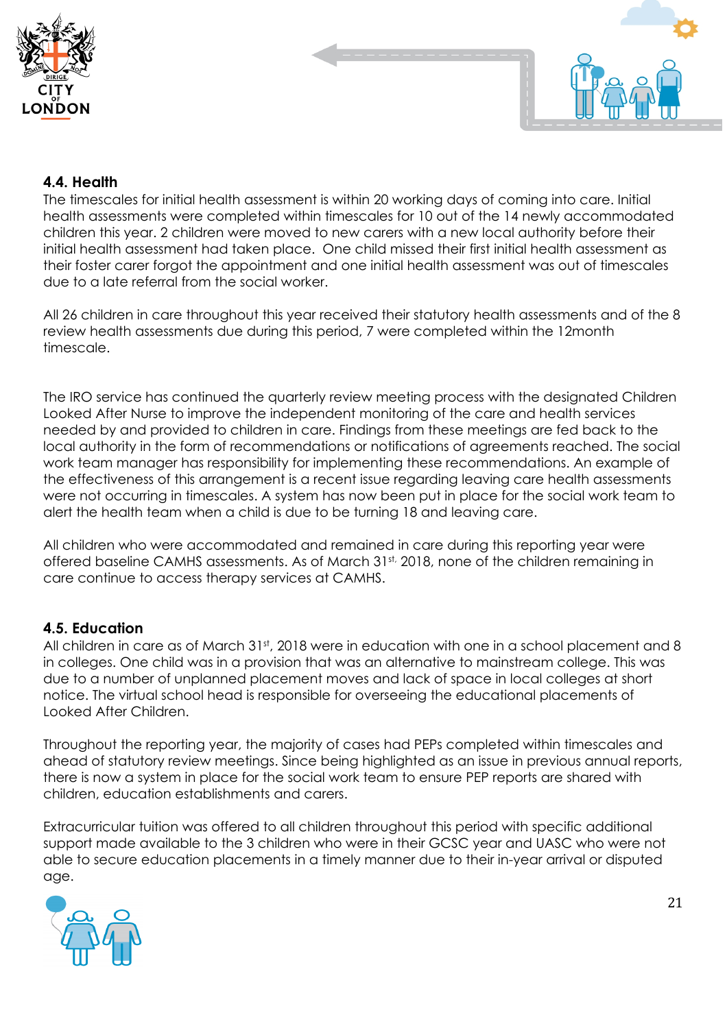### 4.4. Health

The timescales for initial health assessment is within 20 working days of coming into care. Initial health assessments were completed within timescales for 10 out of the 14 newly accommodated children this year. 2 children were moved to new carers with a new local authority before their initial health assessment had taken place. One child missed their first initial health assessment as their foster carer forgot the appointment and one initial health assessment was out of timescales due to a late referral from the social worker.

All 26 children in care throughout this year received their statutory health assessments and of the 8 review health assessments due during this period, 7 were completed within the 12month timescale.

The IRO service has continued the quarterly review meeting process with the designated Children Looked After Nurse to improve the independent monitoring of the care and health services needed by and provided to children in care. Findings from these meetings are fed back to the local authority in the form of recommendations or notifications of agreements reached. The social work team manager has responsibility for implementing these recommendations. An example of the effectiveness of this arrangement is a recent issue regarding leaving care health assessments were not occurring in timescales. A system has now been put in place for the social work team to alert the health team when a child is due to be turning 18 and leaving care.

All children who were accommodated and remained in care during this reporting year were offered baseline CAMHS assessments. As of March 31st, 2018, none of the children remaining in care continue to access therapy services at CAMHS.

### 4.5. Education

All children in care as of March 31st, 2018 were in education with one in a school placement and 8 in colleges. One child was in a provision that was an alternative to mainstream college. This was due to a number of unplanned placement moves and lack of space in local colleges at short notice. The virtual school head is responsible for overseeing the educational placements of Looked After Children.

Throughout the reporting year, the majority of cases had PEPs completed within timescales and ahead of statutory review meetings. Since being highlighted as an issue in previous annual reports, there is now a system in place for the social work team to ensure PEP reports are shared with children, education establishments and carers.

Extracurricular tuition was offered to all children throughout this period with specific additional support made available to the 3 children who were in their GCSC year and UASC who were not able to secure education placements in a timely manner due to their in-year arrival or disputed age.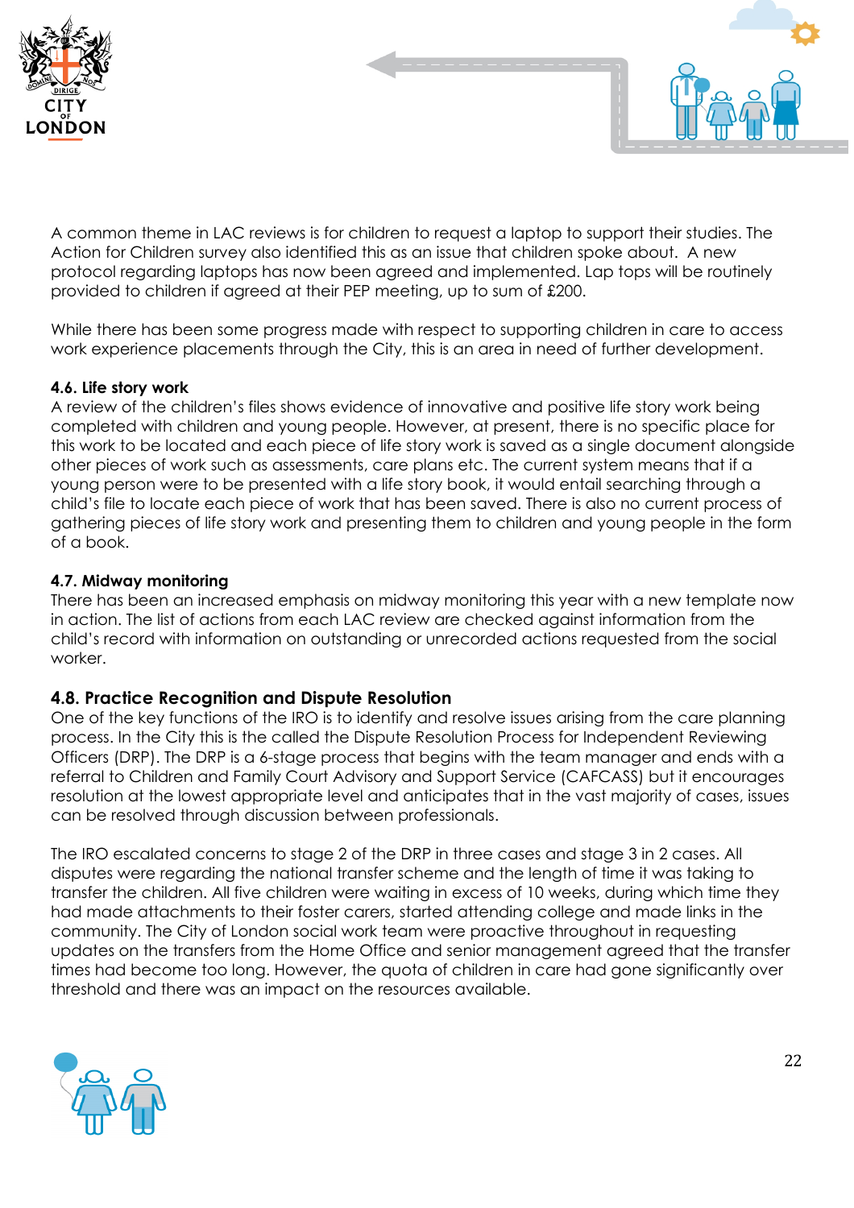A common theme in LAC reviews is for children to request a laptop to support their studies. The Action for Children survey also identified this as an issue that children spoke about. A new protocol regarding laptops has now been agreed and implemented. Lap tops will be routinely provided to children if agreed at their PEP meeting, up to sum of £200.

While there has been some progress made with respect to supporting children in care to access work experience placements through the City, this is an area in need of further development.

**4.6. Life story work**

A review of the children's files shows evidence of innovative and positive life story work being completed with children and young people. However, at present, there is no specific place for this work to be located and each piece of life story work is saved as a single document alongside other pieces of work such as assessments, care plans etc. The current system means that if a young person were to be presented with a life story book, it would entail searching through a child's file to locate each piece of work that has been saved. There is also no current process of gathering pieces of life story work and presenting them to children and young people in the form of a book.

**4.7. Midway monitoring**

There has been an increased emphasis on midway monitoring this year with a new template now in action. The list of actions from each LAC review are checked against information from the child's record with information on outstanding or unrecorded actions requested from the social worker.

### 4.8. Practice Recognition and Dispute Resolution

One of the key functions of the IRO is to identify and resolve issues arising from the care planning process. In the City this is the called the Dispute Resolution Process for Independent Reviewing Officers (DRP). The DRP is a 6-stage process that begins with the team manager and ends with a referral to Children and Family Court Advisory and Support Service (CAFCASS) but it encourages resolution at the lowest appropriate level and anticipates that in the vast majority of cases, issues can be resolved through discussion between professionals.

The IRO escalated concerns to stage 2 of the DRP in three cases and stage 3 in 2 cases. All disputes were regarding the national transfer scheme and the length of time it was taking to transfer the children. All five children were waiting in excess of 10 weeks, during which time they had made attachments to their foster carers, started attending college and made links in the community. The City of London social work team were proactive throughout in requesting updates on the transfers from the Home Office and senior management agreed that the transfer times had become too long. However, the quota of children in care had gone significantly over threshold and there was an impact on the resources available.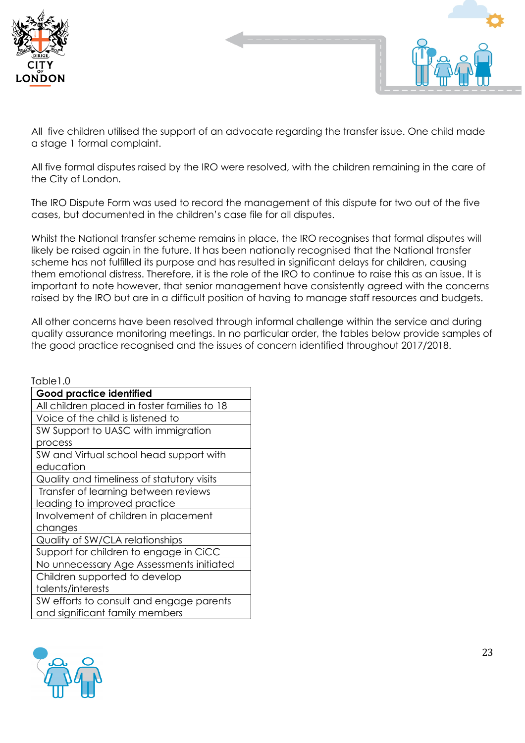All five children utilised the support of an advocate regarding the transfer issue. One child made a stage 1 formal complaint.

All five formal disputes raised by the IRO were resolved, with the children remaining in the care of the City of London.

The IRO Dispute Form was used to record the management of this dispute for two out of the five cases, but documented in the children's case file for all disputes.

Whilst the National transfer scheme remains in place, the IRO recognises that formal disputes will likely be raised again in the future. It has been nationally recognised that the National transfer scheme has not fulfilled its purpose and has resulted in significant delays for children, causing them emotional distress. Therefore, it is the role of the IRO to continue to raise this as an issue. It is important to note however, that senior management have consistently agreed with the concerns raised by the IRO but are in a difficult position of having to manage staff resources and budgets.

All other concerns have been resolved through informal challenge within the service and during quality assurance monitoring meetings. In no particular order, the tables below provide samples of the good practice recognised and the issues of concern identified throughout 2017/2018.

Table1.0

| **Good practice identified** |
|---|
| All children placed in foster families to 18 |
| Voice of the child is listened to |
| SW Support to UASC with immigration process |
| SW and Virtual school head support with education |
| Quality and timeliness of statutory visits |
| Transfer of learning between reviews leading to improved practice |
| Involvement of children in placement changes |
| Quality of SW/CLA relationships |
| Support for children to engage in CiCC |
| No unnecessary Age Assessments initiated |
| Children supported to develop talents/interests |
| SW efforts to consult and engage parents and significant family members |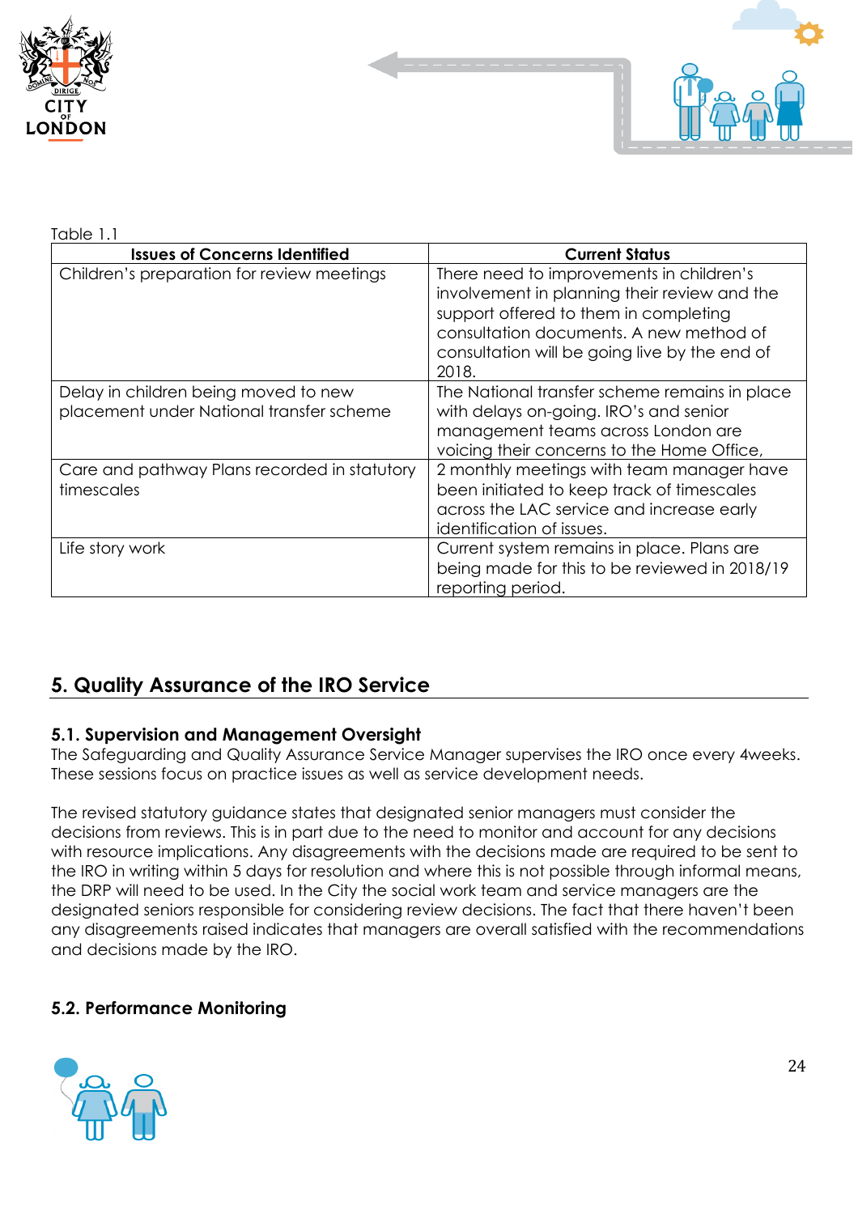Table 1.1

| Issues of Concerns Identified | Current Status |
|---|---|
| Children's preparation for review meetings | There need to improvements in children's involvement in planning their review and the support offered to them in completing consultation documents. A new method of consultation will be going live by the end of 2018. |
| Delay in children being moved to new placement under National transfer scheme | The National transfer scheme remains in place with delays on-going. IRO's and senior management teams across London are voicing their concerns to the Home Office, |
| Care and pathway Plans recorded in statutory timescales | 2 monthly meetings with team manager have been initiated to keep track of timescales across the LAC service and increase early identification of issues. |
| Life story work | Current system remains in place. Plans are being made for this to be reviewed in 2018/19 reporting period. |

## 5. Quality Assurance of the IRO Service

### 5.1. Supervision and Management Oversight

The Safeguarding and Quality Assurance Service Manager supervises the IRO once every 4weeks. These sessions focus on practice issues as well as service development needs.

The revised statutory guidance states that designated senior managers must consider the decisions from reviews. This is in part due to the need to monitor and account for any decisions with resource implications. Any disagreements with the decisions made are required to be sent to the IRO in writing within 5 days for resolution and where this is not possible through informal means, the DRP will need to be used. In the City the social work team and service managers are the designated seniors responsible for considering review decisions. The fact that there haven't been any disagreements raised indicates that managers are overall satisfied with the recommendations and decisions made by the IRO.

### 5.2. Performance Monitoring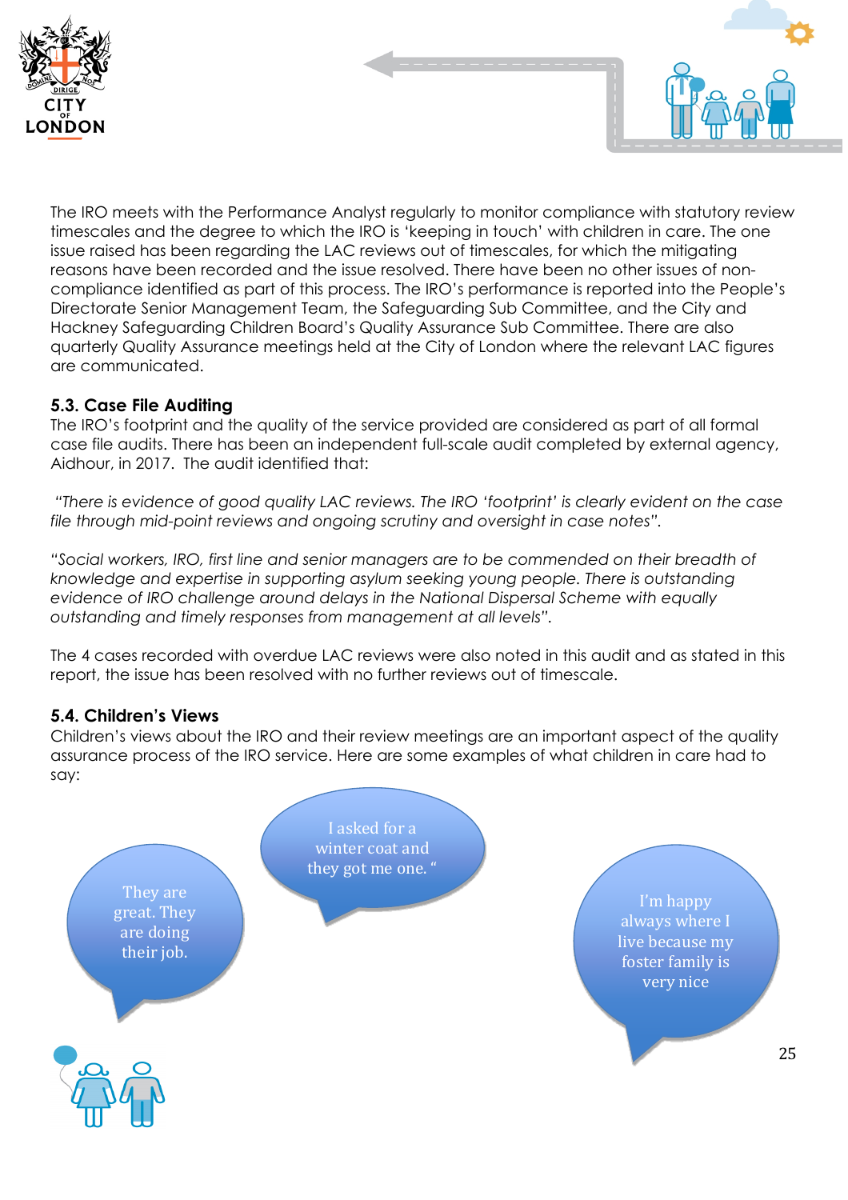The IRO meets with the Performance Analyst regularly to monitor compliance with statutory review timescales and the degree to which the IRO is 'keeping in touch' with children in care. The one issue raised has been regarding the LAC reviews out of timescales, for which the mitigating reasons have been recorded and the issue resolved. There have been no other issues of non-compliance identified as part of this process. The IRO's performance is reported into the People's Directorate Senior Management Team, the Safeguarding Sub Committee, and the City and Hackney Safeguarding Children Board's Quality Assurance Sub Committee. There are also quarterly Quality Assurance meetings held at the City of London where the relevant LAC figures are communicated.

### 5.3. Case File Auditing

The IRO's footprint and the quality of the service provided are considered as part of all formal case file audits. There has been an independent full-scale audit completed by external agency, Aidhour, in 2017. The audit identified that:

*"There is evidence of good quality LAC reviews. The IRO 'footprint' is clearly evident on the case file through mid-point reviews and ongoing scrutiny and oversight in case notes".*

*"Social workers, IRO, first line and senior managers are to be commended on their breadth of knowledge and expertise in supporting asylum seeking young people. There is outstanding evidence of IRO challenge around delays in the National Dispersal Scheme with equally outstanding and timely responses from management at all levels".*

The 4 cases recorded with overdue LAC reviews were also noted in this audit and as stated in this report, the issue has been resolved with no further reviews out of timescale.

### 5.4. Children's Views

Children's views about the IRO and their review meetings are an important aspect of the quality assurance process of the IRO service. Here are some examples of what children in care had to say:

They are great. They are doing their job.

I asked for a winter coat and they got me one. "

I'm happy always where I live because my foster family is very nice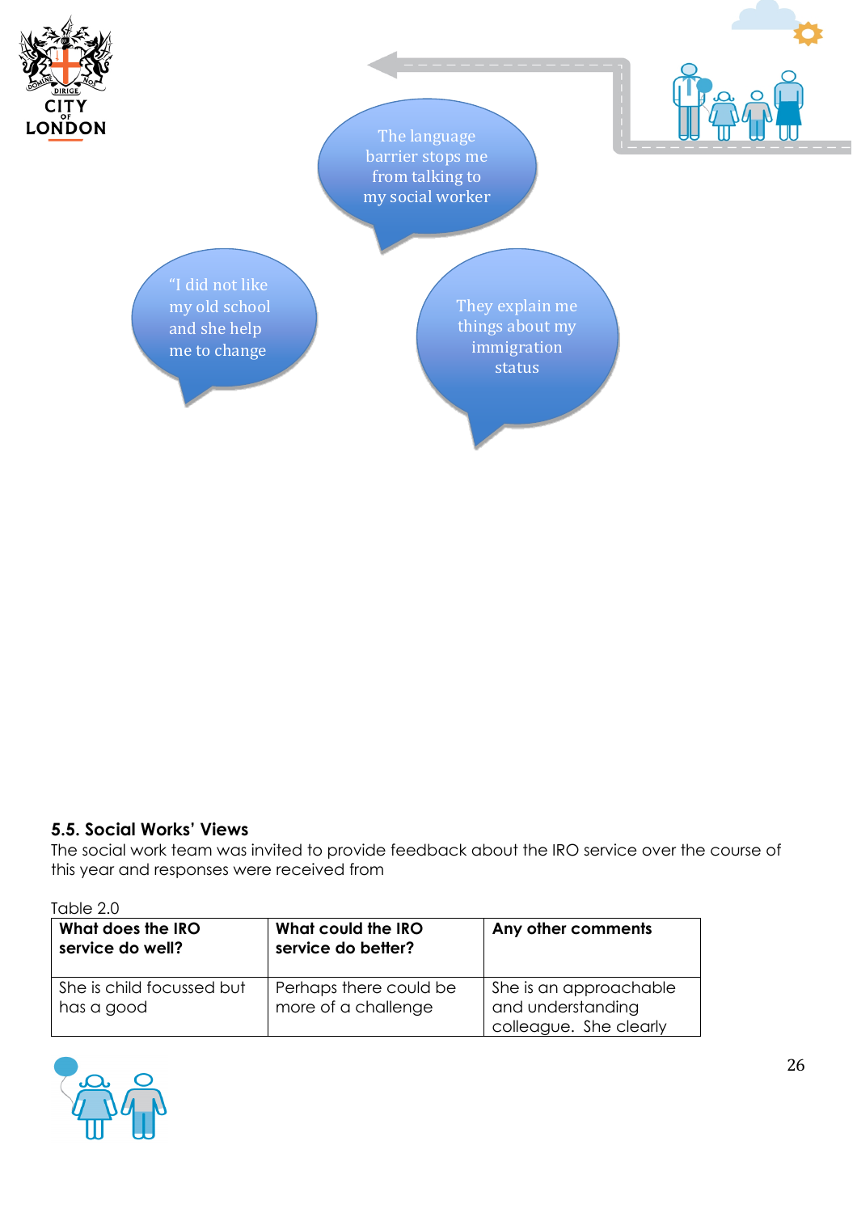The language barrier stops me from talking to my social worker

"I did not like my old school and she help me to change

They explain me things about my immigration status

### 5.5. Social Works' Views

The social work team was invited to provide feedback about the IRO service over the course of this year and responses were received from

Table 2.0

| What does the IRO service do well? | What could the IRO service do better? | Any other comments |
|---|---|---|
| She is child focussed but has a good | Perhaps there could be more of a challenge | She is an approachable and understanding colleague. She clearly |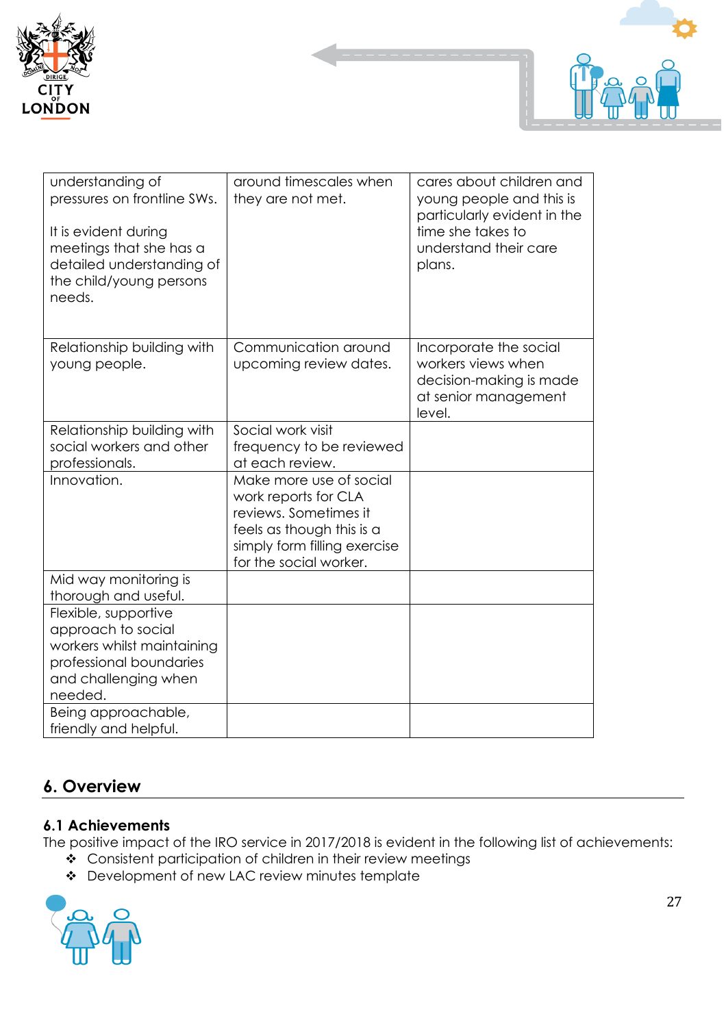| | | |
|---|---|---|
| understanding of pressures on frontline SWs.<br><br>It is evident during meetings that she has a detailed understanding of the child/young persons needs. | around timescales when they are not met. | cares about children and young people and this is particularly evident in the time she takes to understand their care plans. |
| Relationship building with young people. | Communication around upcoming review dates. | Incorporate the social workers views when decision-making is made at senior management level. |
| Relationship building with social workers and other professionals. | Social work visit frequency to be reviewed at each review. | |
| Innovation. | Make more use of social work reports for CLA reviews. Sometimes it feels as though this is a simply form filling exercise for the social worker. | |
| Mid way monitoring is thorough and useful. | | |
| Flexible, supportive approach to social workers whilst maintaining professional boundaries and challenging when needed. | | |
| Being approachable, friendly and helpful. | | |

## 6. Overview

### 6.1 Achievements

The positive impact of the IRO service in 2017/2018 is evident in the following list of achievements:

- Consistent participation of children in their review meetings
- Development of new LAC review minutes template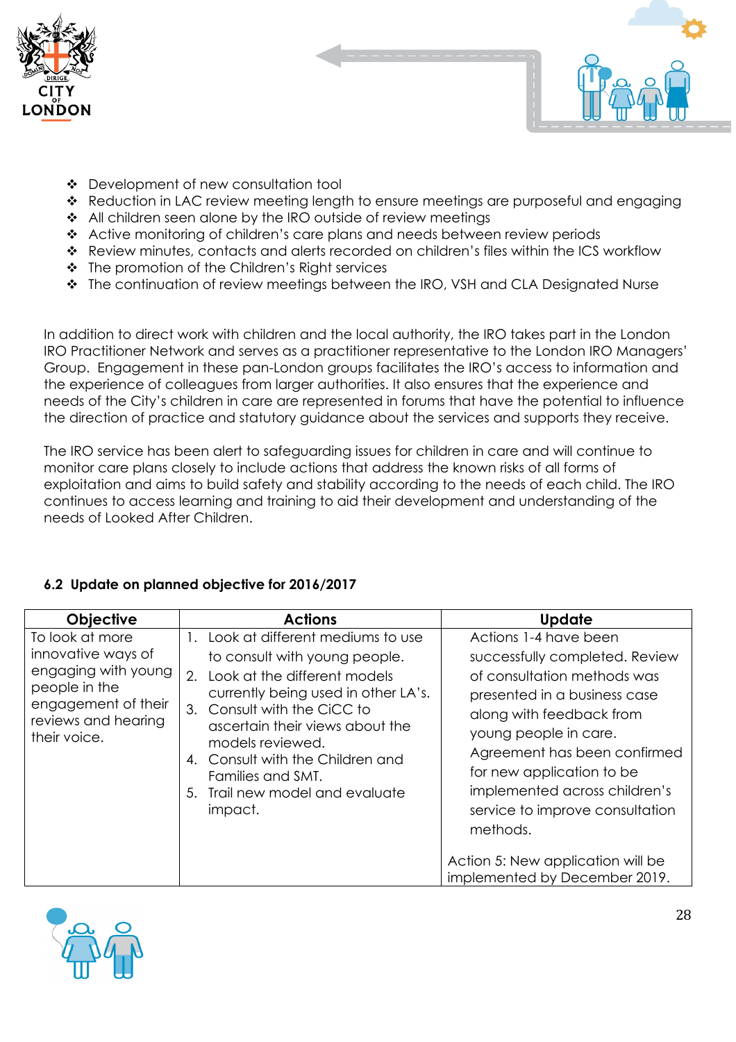- Development of new consultation tool
- Reduction in LAC review meeting length to ensure meetings are purposeful and engaging
- All children seen alone by the IRO outside of review meetings
- Active monitoring of children's care plans and needs between review periods
- Review minutes, contacts and alerts recorded on children's files within the ICS workflow
- The promotion of the Children's Right services
- The continuation of review meetings between the IRO, VSH and CLA Designated Nurse

In addition to direct work with children and the local authority, the IRO takes part in the London IRO Practitioner Network and serves as a practitioner representative to the London IRO Managers' Group. Engagement in these pan-London groups facilitates the IRO's access to information and the experience of colleagues from larger authorities. It also ensures that the experience and needs of the City's children in care are represented in forums that have the potential to influence the direction of practice and statutory guidance about the services and supports they receive.

The IRO service has been alert to safeguarding issues for children in care and will continue to monitor care plans closely to include actions that address the known risks of all forms of exploitation and aims to build safety and stability according to the needs of each child. The IRO continues to access learning and training to aid their development and understanding of the needs of Looked After Children.

#### 6.2 Update on planned objective for 2016/2017

| Objective | Actions | Update |
|---|---|---|
| To look at more innovative ways of engaging with young people in the engagement of their reviews and hearing their voice. | 1. Look at different mediums to use to consult with young people.<br>2. Look at the different models currently being used in other LA's.<br>3. Consult with the CiCC to ascertain their views about the models reviewed.<br>4. Consult with the Children and Families and SMT.<br>5. Trail new model and evaluate impact. | Actions 1-4 have been successfully completed. Review of consultation methods was presented in a business case along with feedback from young people in care. Agreement has been confirmed for new application to be implemented across children's service to improve consultation methods.<br><br>Action 5: New application will be implemented by December 2019. |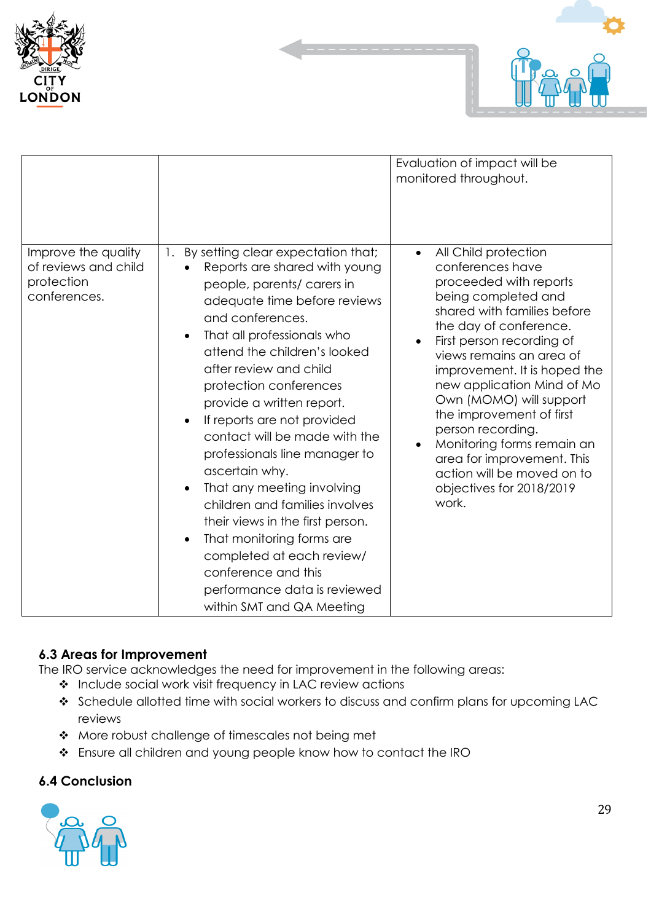| | | |
|---|---|---|
| | | Evaluation of impact will be monitored throughout. |
| Improve the quality of reviews and child protection conferences. | 1. By setting clear expectation that;<br>• Reports are shared with young people, parents/ carers in adequate time before reviews and conferences.<br>• That all professionals who attend the children's looked after review and child protection conferences provide a written report.<br>• If reports are not provided contact will be made with the professionals line manager to ascertain why.<br>• That any meeting involving children and families involves their views in the first person.<br>• That monitoring forms are completed at each review/ conference and this performance data is reviewed within SMT and QA Meeting | • All Child protection conferences have proceeded with reports being completed and shared with families before the day of conference.<br>• First person recording of views remains an area of improvement. It is hoped the new application Mind of Mo Own (MOMO) will support the improvement of first person recording.<br>• Monitoring forms remain an area for improvement. This action will be moved on to objectives for 2018/2019 work. |

### 6.3 Areas for Improvement

The IRO service acknowledges the need for improvement in the following areas:

- Include social work visit frequency in LAC review actions
- Schedule allotted time with social workers to discuss and confirm plans for upcoming LAC reviews
- More robust challenge of timescales not being met
- Ensure all children and young people know how to contact the IRO

### 6.4 Conclusion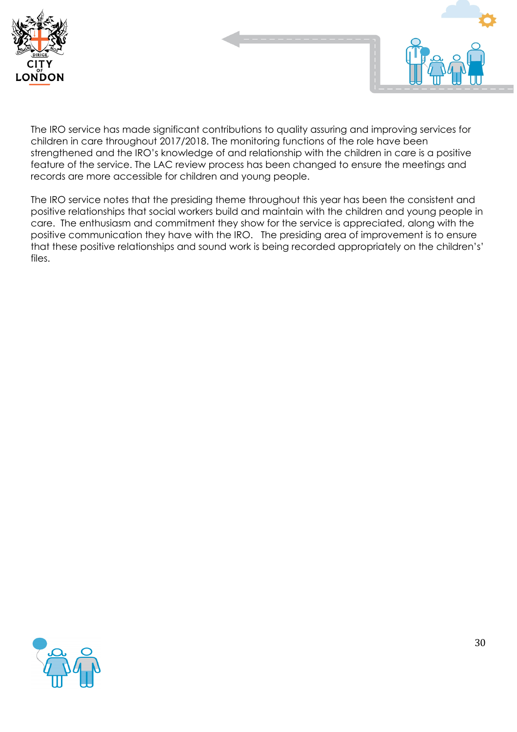The IRO service has made significant contributions to quality assuring and improving services for children in care throughout 2017/2018. The monitoring functions of the role have been strengthened and the IRO's knowledge of and relationship with the children in care is a positive feature of the service. The LAC review process has been changed to ensure the meetings and records are more accessible for children and young people.

The IRO service notes that the presiding theme throughout this year has been the consistent and positive relationships that social workers build and maintain with the children and young people in care. The enthusiasm and commitment they show for the service is appreciated, along with the positive communication they have with the IRO. The presiding area of improvement is to ensure that these positive relationships and sound work is being recorded appropriately on the children's' files.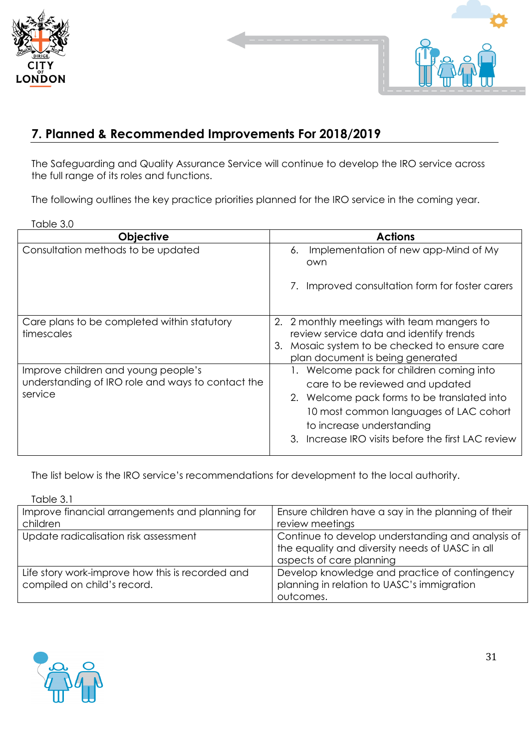## 7. Planned & Recommended Improvements For 2018/2019

The Safeguarding and Quality Assurance Service will continue to develop the IRO service across the full range of its roles and functions.

The following outlines the key practice priorities planned for the IRO service in the coming year.

Table 3.0

| Objective | Actions |
| --- | --- |
| Consultation methods to be updated | 6. Implementation of new app-Mind of My own<br><br>7. Improved consultation form for foster carers |
| Care plans to be completed within statutory timescales | 2. 2 monthly meetings with team mangers to review service data and identify trends<br>3. Mosaic system to be checked to ensure care plan document is being generated |
| Improve children and young people's understanding of IRO role and ways to contact the service | 1. Welcome pack for children coming into care to be reviewed and updated<br>2. Welcome pack forms to be translated into 10 most common languages of LAC cohort to increase understanding<br>3. Increase IRO visits before the first LAC review |

The list below is the IRO service's recommendations for development to the local authority.

Table 3.1

| | |
| --- | --- |
| Improve financial arrangements and planning for children | Ensure children have a say in the planning of their review meetings |
| Update radicalisation risk assessment | Continue to develop understanding and analysis of the equality and diversity needs of UASC in all aspects of care planning |
| Life story work-improve how this is recorded and compiled on child's record. | Develop knowledge and practice of contingency planning in relation to UASC's immigration outcomes. |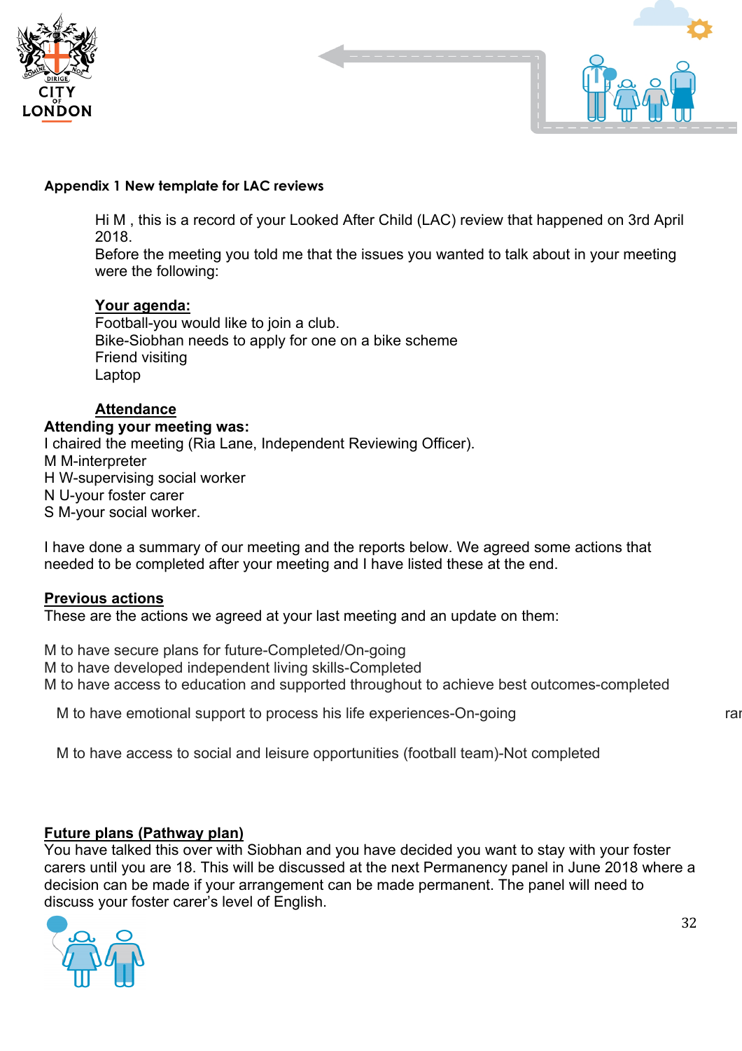**Appendix 1 New template for LAC reviews**

Hi M , this is a record of your Looked After Child (LAC) review that happened on 3rd April 2018.
Before the meeting you told me that the issues you wanted to talk about in your meeting were the following:

**Your agenda:**

Football-you would like to join a club.
Bike-Siobhan needs to apply for one on a bike scheme
Friend visiting
Laptop

**Attendance**

**Attending your meeting was:**

I chaired the meeting (Ria Lane, Independent Reviewing Officer).
M M-interpreter
H W-supervising social worker
N U-your foster carer
S M-your social worker.

I have done a summary of our meeting and the reports below. We agreed some actions that needed to be completed after your meeting and I have listed these at the end.

**Previous actions**

These are the actions we agreed at your last meeting and an update on them:

M to have secure plans for future-Completed/On-going
M to have developed independent living skills-Completed
M to have access to education and supported throughout to achieve best outcomes-completed

M to have emotional support to process his life experiences-On-going

M to have access to social and leisure opportunities (football team)-Not completed

**Future plans (Pathway plan)**

You have talked this over with Siobhan and you have decided you want to stay with your foster carers until you are 18. This will be discussed at the next Permanency panel in June 2018 where a decision can be made if your arrangement can be made permanent. The panel will need to discuss your foster carer's level of English.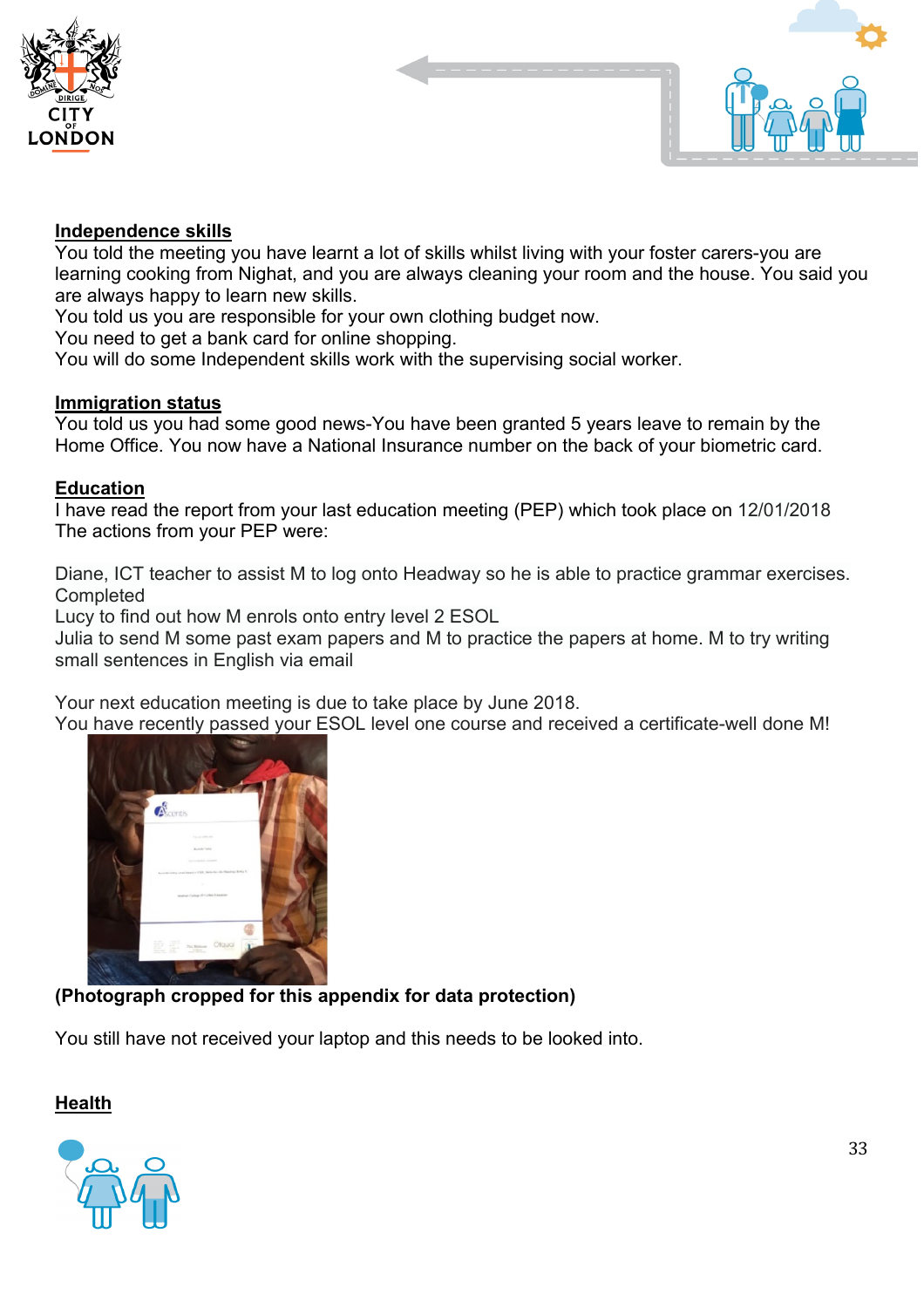**Independence skills**

You told the meeting you have learnt a lot of skills whilst living with your foster carers-you are learning cooking from Nighat, and you are always cleaning your room and the house. You said you are always happy to learn new skills.
You told us you are responsible for your own clothing budget now.
You need to get a bank card for online shopping.
You will do some Independent skills work with the supervising social worker.

**Immigration status**

You told us you had some good news-You have been granted 5 years leave to remain by the Home Office. You now have a National Insurance number on the back of your biometric card.

**Education**

I have read the report from your last education meeting (PEP) which took place on 12/01/2018
The actions from your PEP were:

Diane, ICT teacher to assist M to log onto Headway so he is able to practice grammar exercises. Completed
Lucy to find out how M enrols onto entry level 2 ESOL
Julia to send M some past exam papers and M to practice the papers at home. M to try writing small sentences in English via email

Your next education meeting is due to take place by June 2018.
You have recently passed your ESOL level one course and received a certificate-well done M!

**(Photograph cropped for this appendix for data protection)**

You still have not received your laptop and this needs to be looked into.

**Health**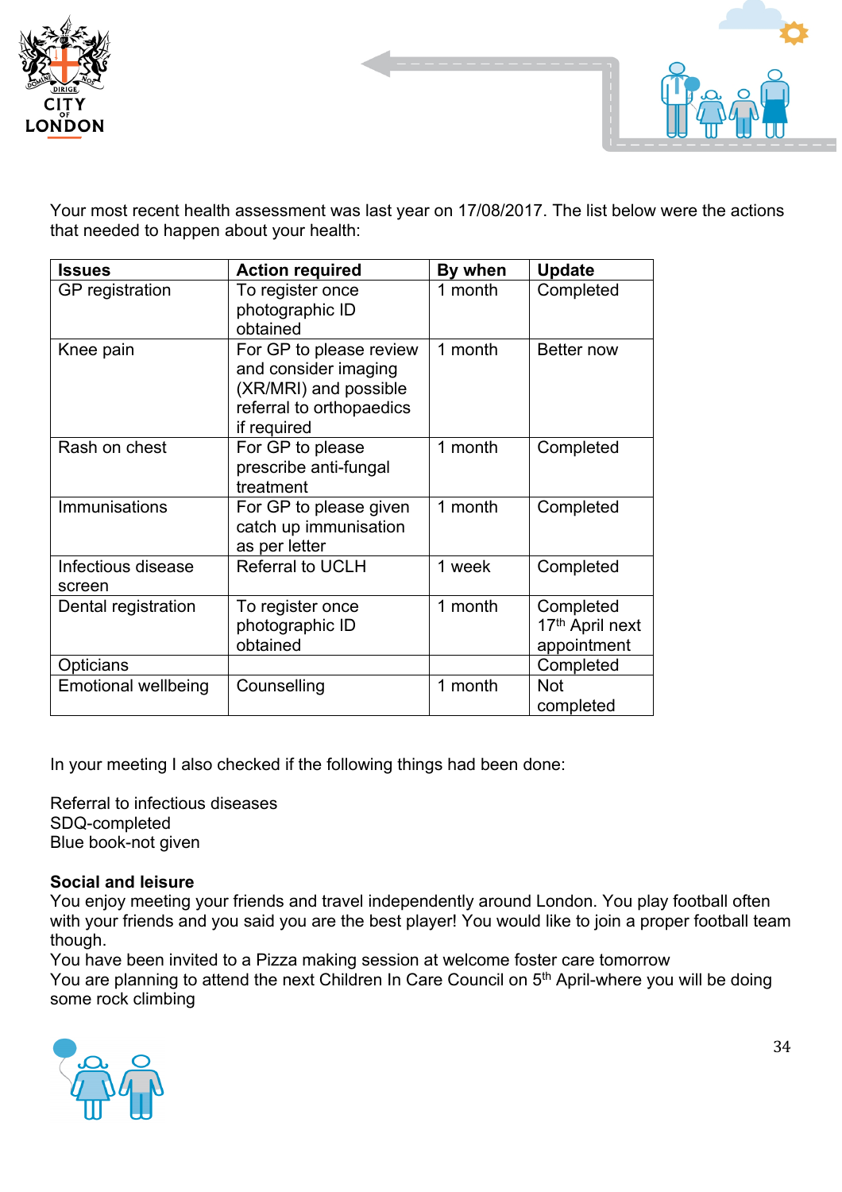Your most recent health assessment was last year on 17/08/2017. The list below were the actions that needed to happen about your health:

| Issues | Action required | By when | Update |
|---|---|---|---|
| GP registration | To register once photographic ID obtained | 1 month | Completed |
| Knee pain | For GP to please review and consider imaging (XR/MRI) and possible referral to orthopaedics if required | 1 month | Better now |
| Rash on chest | For GP to please prescribe anti-fungal treatment | 1 month | Completed |
| Immunisations | For GP to please given catch up immunisation as per letter | 1 month | Completed |
| Infectious disease screen | Referral to UCLH | 1 week | Completed |
| Dental registration | To register once photographic ID obtained | 1 month | Completed 17th April next appointment |
| Opticians | | | Completed |
| Emotional wellbeing | Counselling | 1 month | Not completed |

In your meeting I also checked if the following things had been done:

Referral to infectious diseases
SDQ-completed
Blue book-not given

**Social and leisure**
You enjoy meeting your friends and travel independently around London. You play football often with your friends and you said you are the best player! You would like to join a proper football team though.
You have been invited to a Pizza making session at welcome foster care tomorrow
You are planning to attend the next Children In Care Council on 5th April-where you will be doing some rock climbing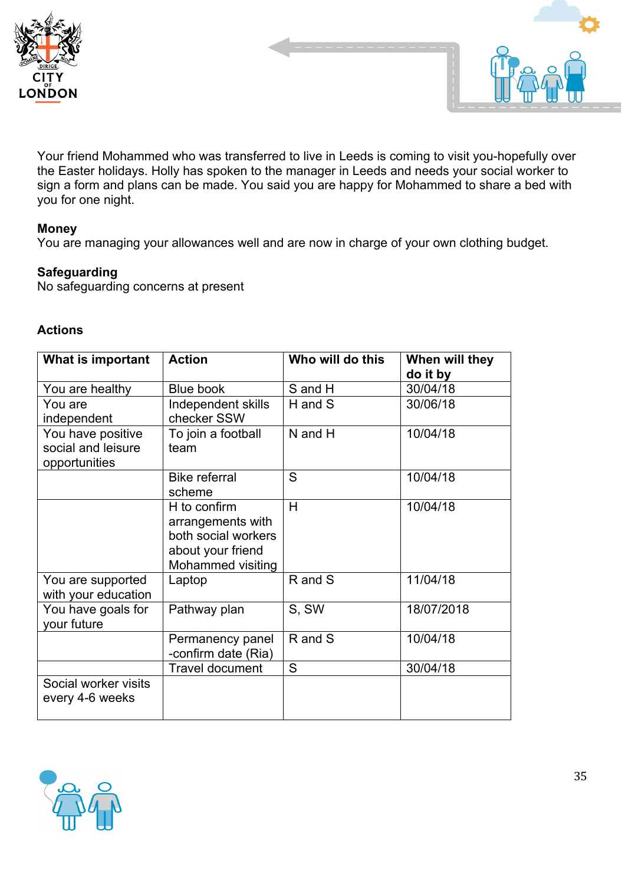Your friend Mohammed who was transferred to live in Leeds is coming to visit you-hopefully over the Easter holidays. Holly has spoken to the manager in Leeds and needs your social worker to sign a form and plans can be made. You said you are happy for Mohammed to share a bed with you for one night.

**Money**
You are managing your allowances well and are now in charge of your own clothing budget.

**Safeguarding**
No safeguarding concerns at present

**Actions**

| What is important | Action | Who will do this | When will they do it by |
|---|---|---|---|
| You are healthy | Blue book | S and H | 30/04/18 |
| You are independent | Independent skills checker SSW | H and S | 30/06/18 |
| You have positive social and leisure opportunities | To join a football team | N and H | 10/04/18 |
| | Bike referral scheme | S | 10/04/18 |
| | H to confirm arrangements with both social workers about your friend Mohammed visiting | H | 10/04/18 |
| You are supported with your education | Laptop | R and S | 11/04/18 |
| You have goals for your future | Pathway plan | S, SW | 18/07/2018 |
| | Permanency panel -confirm date (Ria) | R and S | 10/04/18 |
| | Travel document | S | 30/04/18 |
| Social worker visits every 4-6 weeks | | | |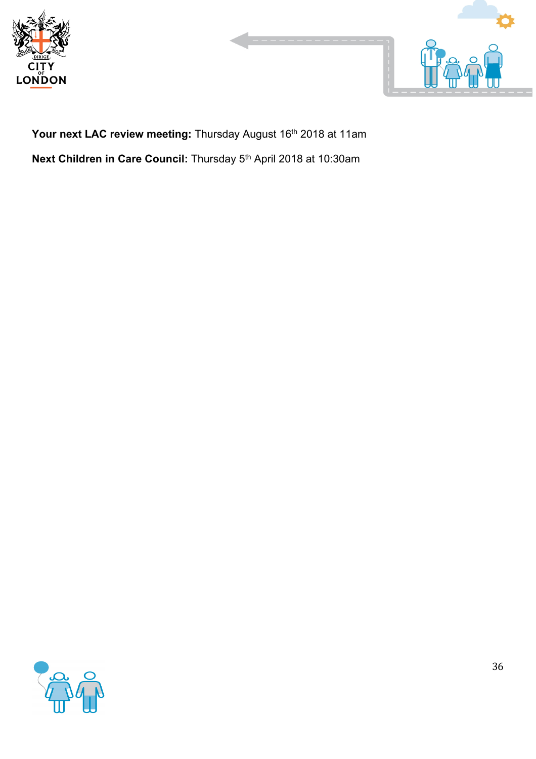**Your next LAC review meeting:** Thursday August 16th 2018 at 11am

**Next Children in Care Council:** Thursday 5th April 2018 at 10:30am